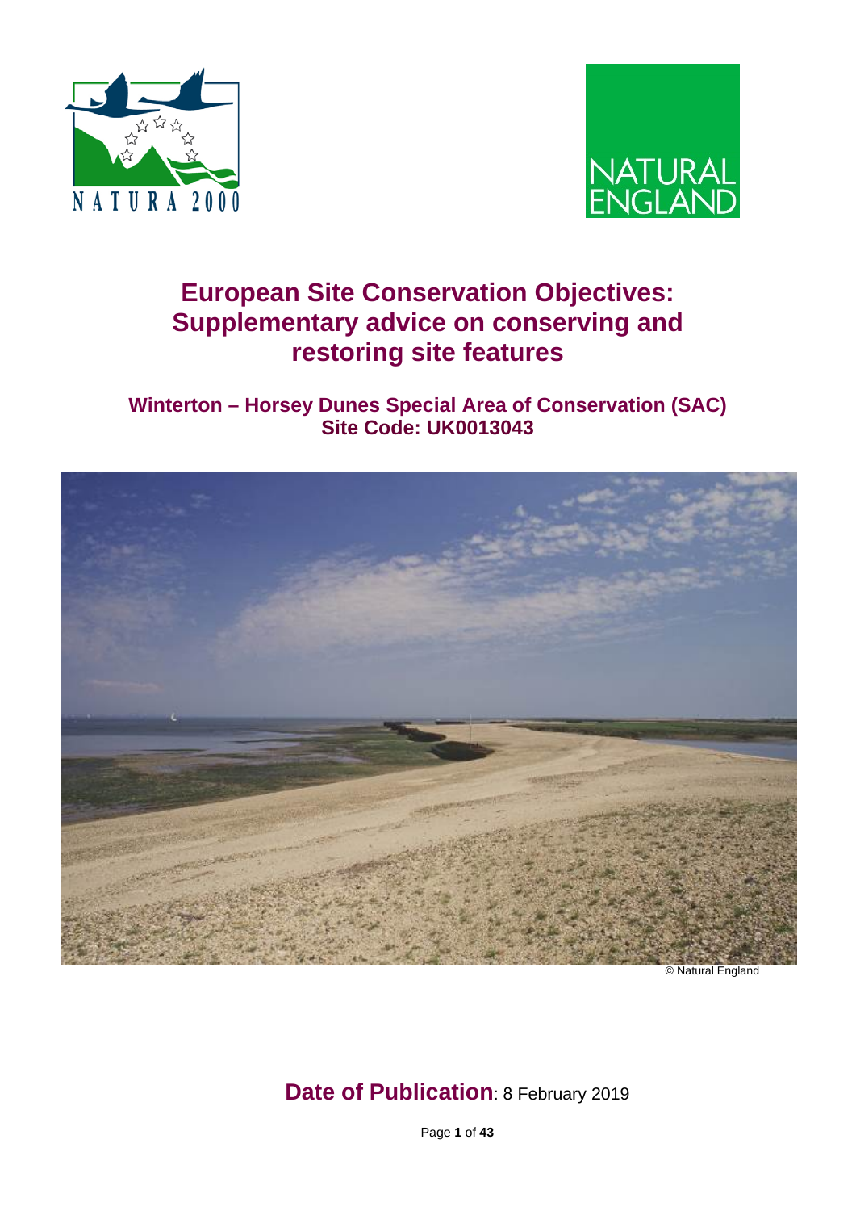NATURA 2000

NATURAL ENGLAND

# European Site Conservation Objectives: Supplementary advice on conserving and restoring site features

## Winterton – Horsey Dunes Special Area of Conservation (SAC)
## Site Code: UK0013043

© Natural England

**Date of Publication**: 8 February 2019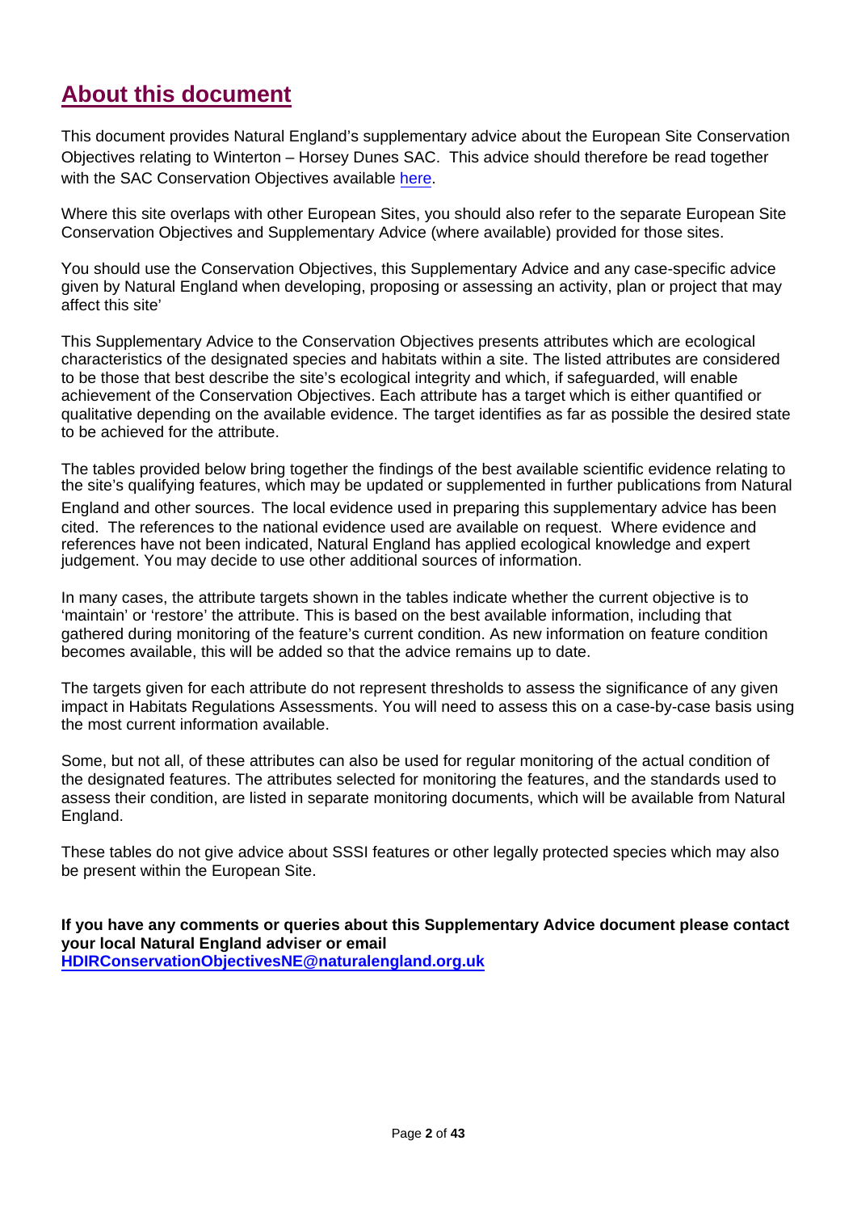## About this document

This document provides Natural England's supplementary advice about the European Site Conservation Objectives relating to Winterton – Horsey Dunes SAC. This advice should therefore be read together with the SAC Conservation Objectives available [here](here).

Where this site overlaps with other European Sites, you should also refer to the separate European Site Conservation Objectives and Supplementary Advice (where available) provided for those sites.

You should use the Conservation Objectives, this Supplementary Advice and any case-specific advice given by Natural England when developing, proposing or assessing an activity, plan or project that may affect this site'

This Supplementary Advice to the Conservation Objectives presents attributes which are ecological characteristics of the designated species and habitats within a site. The listed attributes are considered to be those that best describe the site's ecological integrity and which, if safeguarded, will enable achievement of the Conservation Objectives. Each attribute has a target which is either quantified or qualitative depending on the available evidence. The target identifies as far as possible the desired state to be achieved for the attribute.

The tables provided below bring together the findings of the best available scientific evidence relating to the site's qualifying features, which may be updated or supplemented in further publications from Natural England and other sources. The local evidence used in preparing this supplementary advice has been cited. The references to the national evidence used are available on request. Where evidence and references have not been indicated, Natural England has applied ecological knowledge and expert judgement. You may decide to use other additional sources of information.

In many cases, the attribute targets shown in the tables indicate whether the current objective is to 'maintain' or 'restore' the attribute. This is based on the best available information, including that gathered during monitoring of the feature's current condition. As new information on feature condition becomes available, this will be added so that the advice remains up to date.

The targets given for each attribute do not represent thresholds to assess the significance of any given impact in Habitats Regulations Assessments. You will need to assess this on a case-by-case basis using the most current information available.

Some, but not all, of these attributes can also be used for regular monitoring of the actual condition of the designated features. The attributes selected for monitoring the features, and the standards used to assess their condition, are listed in separate monitoring documents, which will be available from Natural England.

These tables do not give advice about SSSI features or other legally protected species which may also be present within the European Site.

**If you have any comments or queries about this Supplementary Advice document please contact your local Natural England adviser or email [HDIRConservationObjectivesNE@naturalengland.org.uk](mailto:HDIRConservationObjectivesNE@naturalengland.org.uk)**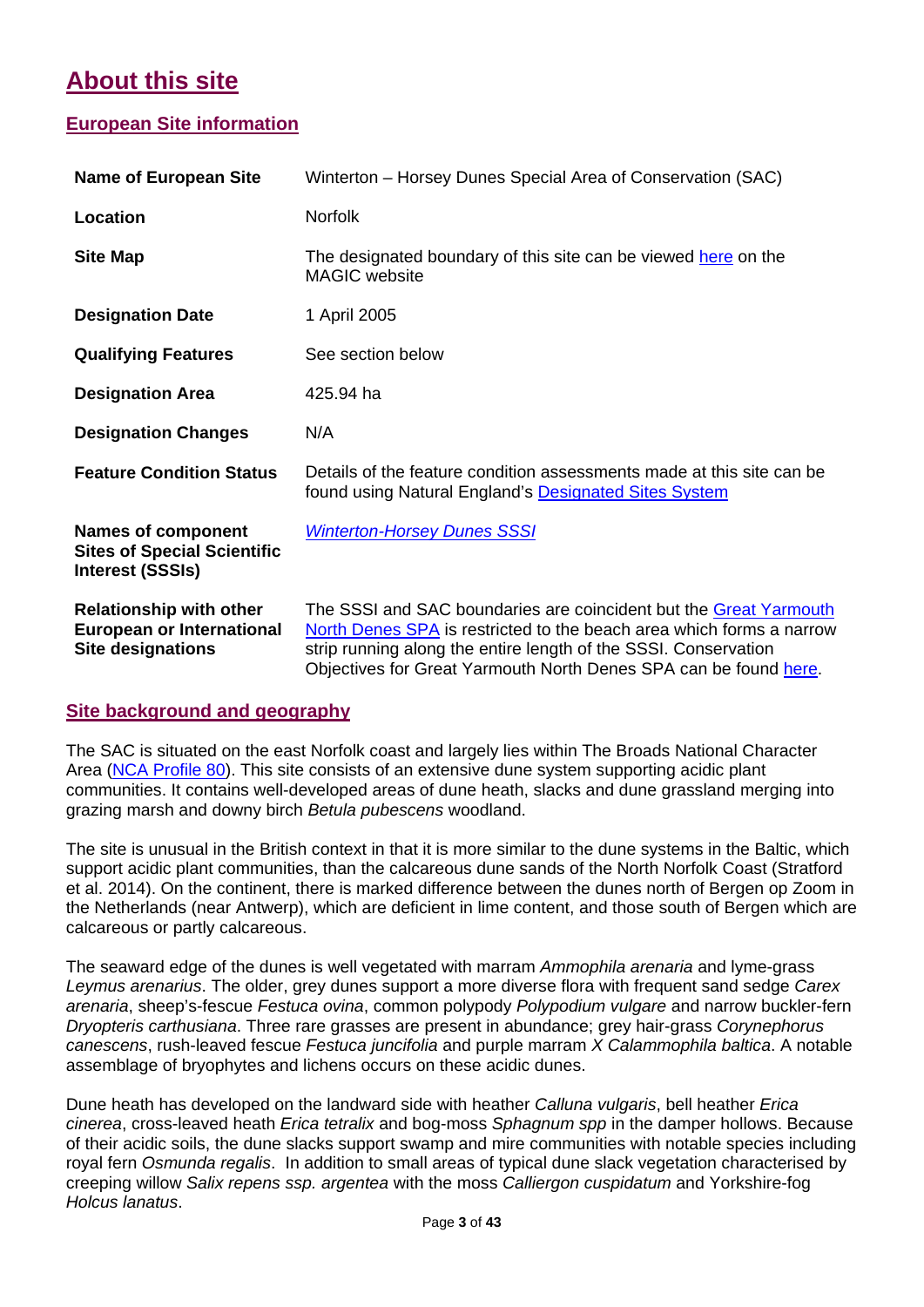# About this site

## European Site information

| | |
|---|---|
| **Name of European Site** | Winterton – Horsey Dunes Special Area of Conservation (SAC) |
| **Location** | Norfolk |
| **Site Map** | The designated boundary of this site can be viewed here on the MAGIC website |
| **Designation Date** | 1 April 2005 |
| **Qualifying Features** | See section below |
| **Designation Area** | 425.94 ha |
| **Designation Changes** | N/A |
| **Feature Condition Status** | Details of the feature condition assessments made at this site can be found using Natural England's Designated Sites System |
| **Names of component Sites of Special Scientific Interest (SSSIs)** | *Winterton-Horsey Dunes SSSI* |
| **Relationship with other European or International Site designations** | The SSSI and SAC boundaries are coincident but the Great Yarmouth North Denes SPA is restricted to the beach area which forms a narrow strip running along the entire length of the SSSI. Conservation Objectives for Great Yarmouth North Denes SPA can be found here. |

## Site background and geography

The SAC is situated on the east Norfolk coast and largely lies within The Broads National Character Area (NCA Profile 80). This site consists of an extensive dune system supporting acidic plant communities. It contains well-developed areas of dune heath, slacks and dune grassland merging into grazing marsh and downy birch *Betula pubescens* woodland.

The site is unusual in the British context in that it is more similar to the dune systems in the Baltic, which support acidic plant communities, than the calcareous dune sands of the North Norfolk Coast (Stratford et al. 2014). On the continent, there is marked difference between the dunes north of Bergen op Zoom in the Netherlands (near Antwerp), which are deficient in lime content, and those south of Bergen which are calcareous or partly calcareous.

The seaward edge of the dunes is well vegetated with marram *Ammophila arenaria* and lyme-grass *Leymus arenarius*. The older, grey dunes support a more diverse flora with frequent sand sedge *Carex arenaria*, sheep's-fescue *Festuca ovina*, common polypody *Polypodium vulgare* and narrow buckler-fern *Dryopteris carthusiana*. Three rare grasses are present in abundance; grey hair-grass *Corynephorus canescens*, rush-leaved fescue *Festuca juncifolia* and purple marram *X Calammophila baltica*. A notable assemblage of bryophytes and lichens occurs on these acidic dunes.

Dune heath has developed on the landward side with heather *Calluna vulgaris*, bell heather *Erica cinerea*, cross-leaved heath *Erica tetralix* and bog-moss *Sphagnum spp* in the damper hollows. Because of their acidic soils, the dune slacks support swamp and mire communities with notable species including royal fern *Osmunda regalis*. In addition to small areas of typical dune slack vegetation characterised by creeping willow *Salix repens ssp. argentea* with the moss *Calliergon cuspidatum* and Yorkshire-fog *Holcus lanatus*.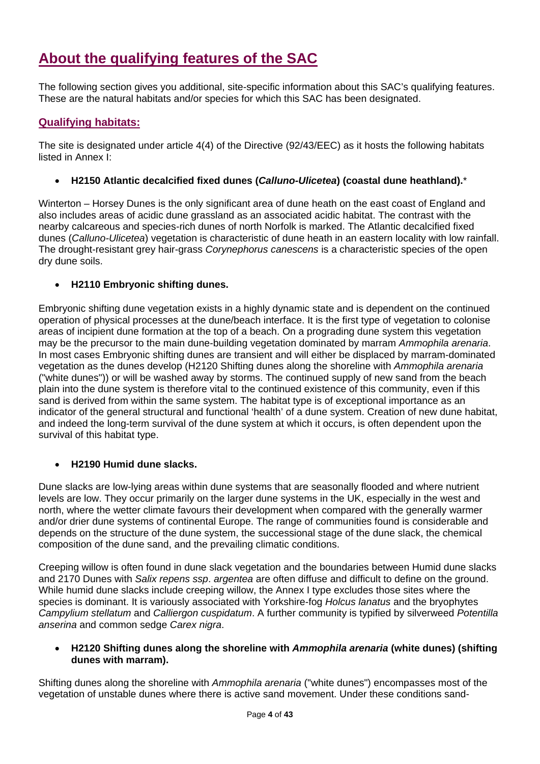# About the qualifying features of the SAC

The following section gives you additional, site-specific information about this SAC's qualifying features. These are the natural habitats and/or species for which this SAC has been designated.

## Qualifying habitats:

The site is designated under article 4(4) of the Directive (92/43/EEC) as it hosts the following habitats listed in Annex I:

- **H2150 Atlantic decalcified fixed dunes (*Calluno-Ulicetea*) (coastal dune heathland).***

Winterton – Horsey Dunes is the only significant area of dune heath on the east coast of England and also includes areas of acidic dune grassland as an associated acidic habitat. The contrast with the nearby calcareous and species-rich dunes of north Norfolk is marked. The Atlantic decalcified fixed dunes (*Calluno-Ulicetea*) vegetation is characteristic of dune heath in an eastern locality with low rainfall. The drought-resistant grey hair-grass *Corynephorus canescens* is a characteristic species of the open dry dune soils.

- **H2110 Embryonic shifting dunes.**

Embryonic shifting dune vegetation exists in a highly dynamic state and is dependent on the continued operation of physical processes at the dune/beach interface. It is the first type of vegetation to colonise areas of incipient dune formation at the top of a beach. On a prograding dune system this vegetation may be the precursor to the main dune-building vegetation dominated by marram *Ammophila arenaria*. In most cases Embryonic shifting dunes are transient and will either be displaced by marram-dominated vegetation as the dunes develop (H2120 Shifting dunes along the shoreline with *Ammophila arenaria* ("white dunes")) or will be washed away by storms. The continued supply of new sand from the beach plain into the dune system is therefore vital to the continued existence of this community, even if this sand is derived from within the same system. The habitat type is of exceptional importance as an indicator of the general structural and functional 'health' of a dune system. Creation of new dune habitat, and indeed the long-term survival of the dune system at which it occurs, is often dependent upon the survival of this habitat type.

- **H2190 Humid dune slacks.**

Dune slacks are low-lying areas within dune systems that are seasonally flooded and where nutrient levels are low. They occur primarily on the larger dune systems in the UK, especially in the west and north, where the wetter climate favours their development when compared with the generally warmer and/or drier dune systems of continental Europe. The range of communities found is considerable and depends on the structure of the dune system, the successional stage of the dune slack, the chemical composition of the dune sand, and the prevailing climatic conditions.

Creeping willow is often found in dune slack vegetation and the boundaries between Humid dune slacks and 2170 Dunes with *Salix repens ssp*. *argentea* are often diffuse and difficult to define on the ground. While humid dune slacks include creeping willow, the Annex I type excludes those sites where the species is dominant. It is variously associated with Yorkshire-fog *Holcus lanatus* and the bryophytes *Campylium stellatum* and *Calliergon cuspidatum*. A further community is typified by silverweed *Potentilla anserina* and common sedge *Carex nigra*.

- **H2120 Shifting dunes along the shoreline with *Ammophila arenaria* (white dunes) (shifting dunes with marram).**

Shifting dunes along the shoreline with *Ammophila arenaria* ("white dunes") encompasses most of the vegetation of unstable dunes where there is active sand movement. Under these conditions sand-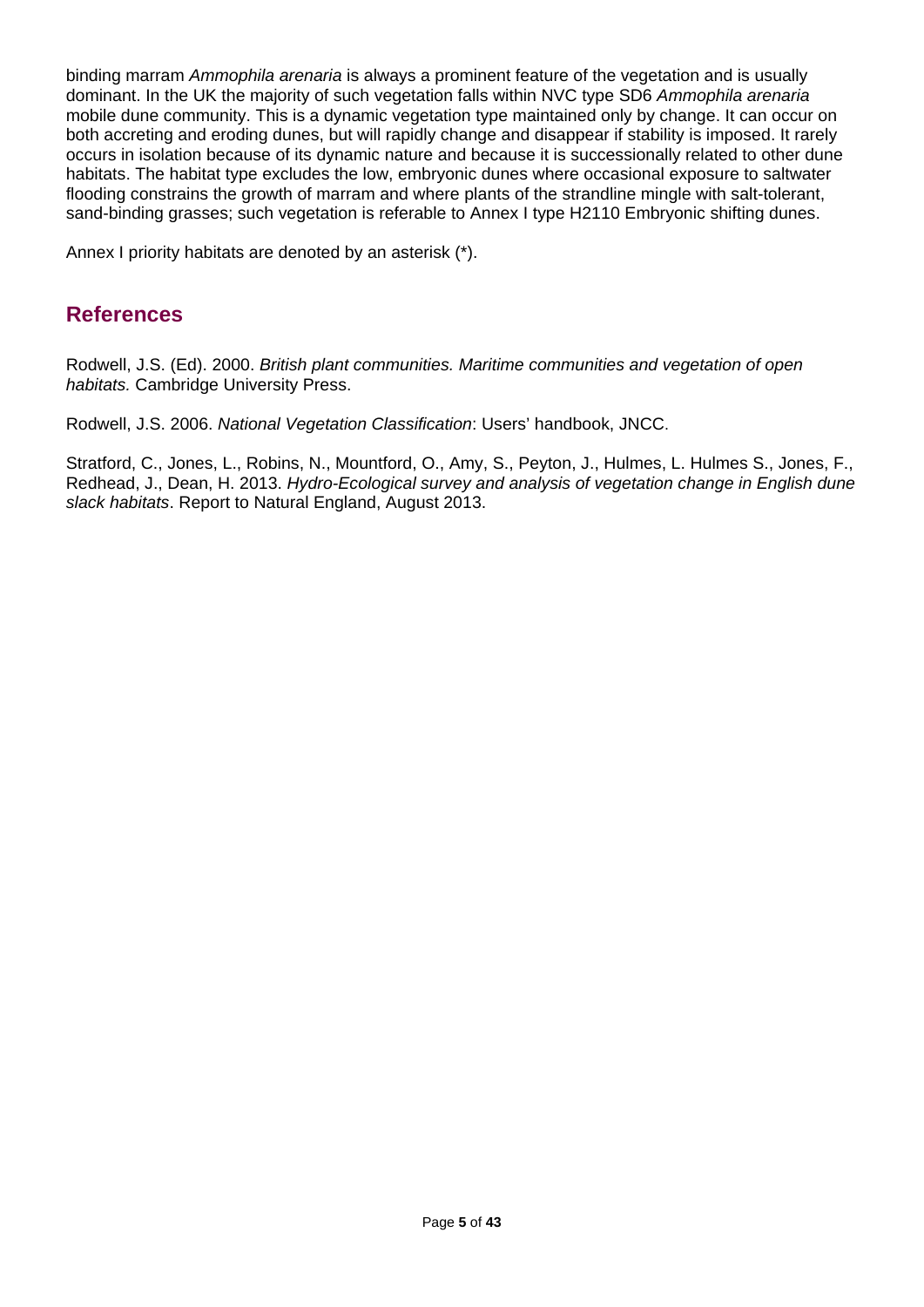binding marram *Ammophila arenaria* is always a prominent feature of the vegetation and is usually dominant. In the UK the majority of such vegetation falls within NVC type SD6 *Ammophila arenaria* mobile dune community. This is a dynamic vegetation type maintained only by change. It can occur on both accreting and eroding dunes, but will rapidly change and disappear if stability is imposed. It rarely occurs in isolation because of its dynamic nature and because it is successionally related to other dune habitats. The habitat type excludes the low, embryonic dunes where occasional exposure to saltwater flooding constrains the growth of marram and where plants of the strandline mingle with salt-tolerant, sand-binding grasses; such vegetation is referable to Annex I type H2110 Embryonic shifting dunes.

Annex I priority habitats are denoted by an asterisk (*).

## References

Rodwell, J.S. (Ed). 2000. *British plant communities. Maritime communities and vegetation of open habitats.* Cambridge University Press.

Rodwell, J.S. 2006. *National Vegetation Classification*: Users' handbook, JNCC.

Stratford, C., Jones, L., Robins, N., Mountford, O., Amy, S., Peyton, J., Hulmes, L. Hulmes S., Jones, F., Redhead, J., Dean, H. 2013. *Hydro-Ecological survey and analysis of vegetation change in English dune slack habitats*. Report to Natural England, August 2013.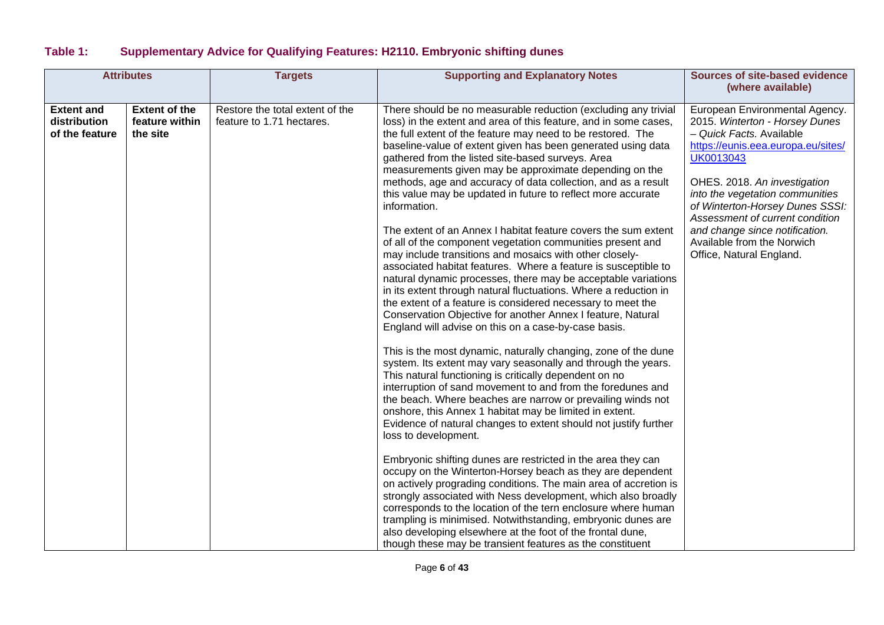## Table 1: Supplementary Advice for Qualifying Features: H2110. Embryonic shifting dunes

| Attributes | | Targets | Supporting and Explanatory Notes | Sources of site-based evidence (where available) |
|---|---|---|---|---|
| **Extent and distribution of the feature** | **Extent of the feature within the site** | Restore the total extent of the feature to 1.71 hectares. | There should be no measurable reduction (excluding any trivial loss) in the extent and area of this feature, and in some cases, the full extent of the feature may need to be restored. The baseline-value of extent given has been generated using data gathered from the listed site-based surveys. Area measurements given may be approximate depending on the methods, age and accuracy of data collection, and as a result this value may be updated in future to reflect more accurate information.<br><br>The extent of an Annex I habitat feature covers the sum extent of all of the component vegetation communities present and may include transitions and mosaics with other closely-associated habitat features. Where a feature is susceptible to natural dynamic processes, there may be acceptable variations in its extent through natural fluctuations. Where a reduction in the extent of a feature is considered necessary to meet the Conservation Objective for another Annex I feature, Natural England will advise on this on a case-by-case basis.<br><br>This is the most dynamic, naturally changing, zone of the dune system. Its extent may vary seasonally and through the years. This natural functioning is critically dependent on no interruption of sand movement to and from the foredunes and the beach. Where beaches are narrow or prevailing winds not onshore, this Annex 1 habitat may be limited in extent. Evidence of natural changes to extent should not justify further loss to development.<br><br>Embryonic shifting dunes are restricted in the area they can occupy on the Winterton-Horsey beach as they are dependent on actively prograding conditions. The main area of accretion is strongly associated with Ness development, which also broadly corresponds to the location of the tern enclosure where human trampling is minimised. Notwithstanding, embryonic dunes are also developing elsewhere at the foot of the frontal dune, though these may be transient features as the constituent | European Environmental Agency. 2015. *Winterton - Horsey Dunes – Quick Facts.* Available https://eunis.eea.europa.eu/sites/UK0013043<br><br>OHES. 2018. *An investigation into the vegetation communities of Winterton-Horsey Dunes SSSI: Assessment of current condition and change since notification.* Available from the Norwich Office, Natural England. |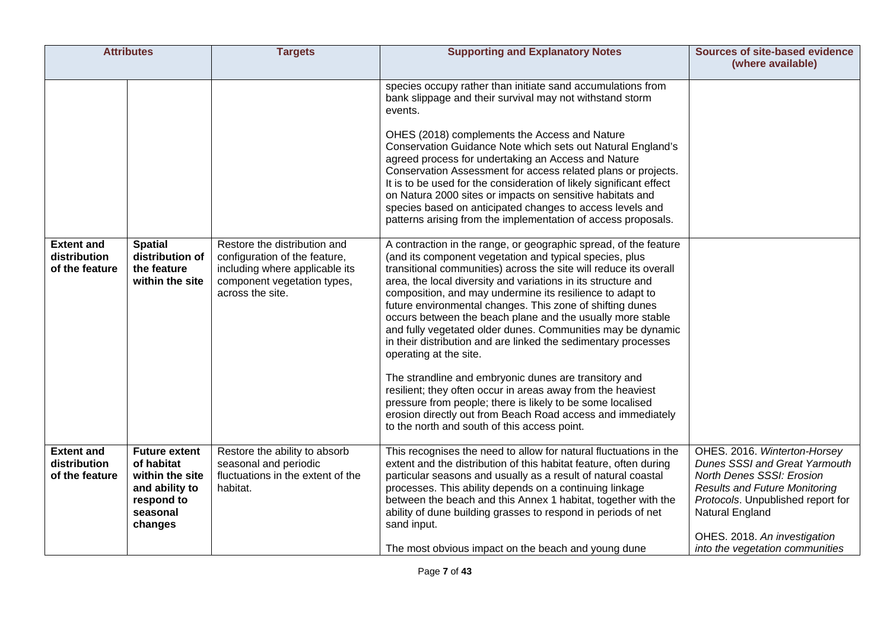| Attributes | | Targets | Supporting and Explanatory Notes | Sources of site-based evidence (where available) |
|---|---|---|---|---|
| | | | species occupy rather than initiate sand accumulations from bank slippage and their survival may not withstand storm events.<br><br>OHES (2018) complements the Access and Nature Conservation Guidance Note which sets out Natural England's agreed process for undertaking an Access and Nature Conservation Assessment for access related plans or projects. It is to be used for the consideration of likely significant effect on Natura 2000 sites or impacts on sensitive habitats and species based on anticipated changes to access levels and patterns arising from the implementation of access proposals. | |
| **Extent and distribution of the feature** | **Spatial distribution of the feature within the site** | Restore the distribution and configuration of the feature, including where applicable its component vegetation types, across the site. | A contraction in the range, or geographic spread, of the feature (and its component vegetation and typical species, plus transitional communities) across the site will reduce its overall area, the local diversity and variations in its structure and composition, and may undermine its resilience to adapt to future environmental changes. This zone of shifting dunes occurs between the beach plane and the usually more stable and fully vegetated older dunes. Communities may be dynamic in their distribution and are linked the sedimentary processes operating at the site.<br><br>The strandline and embryonic dunes are transitory and resilient; they often occur in areas away from the heaviest pressure from people; there is likely to be some localised erosion directly out from Beach Road access and immediately to the north and south of this access point. | |
| **Extent and distribution of the feature** | **Future extent of habitat within the site and ability to respond to seasonal changes** | Restore the ability to absorb seasonal and periodic fluctuations in the extent of the habitat. | This recognises the need to allow for natural fluctuations in the extent and the distribution of this habitat feature, often during particular seasons and usually as a result of natural coastal processes. This ability depends on a continuing linkage between the beach and this Annex 1 habitat, together with the ability of dune building grasses to respond in periods of net sand input.<br><br>The most obvious impact on the beach and young dune | OHES. 2016. *Winterton-Horsey Dunes SSSI and Great Yarmouth North Denes SSSI: Erosion Results and Future Monitoring Protocols*. Unpublished report for Natural England<br><br>OHES. 2018. *An investigation into the vegetation communities* |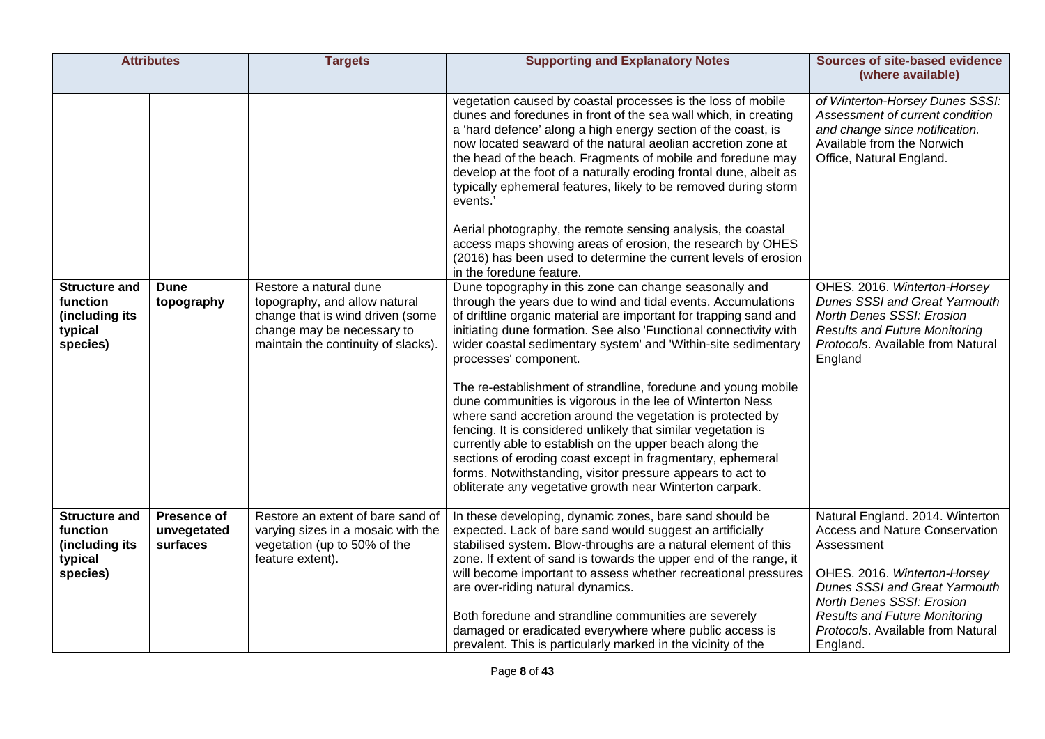| Attributes | | Targets | Supporting and Explanatory Notes | Sources of site-based evidence (where available) |
|---|---|---|---|---|
| | | | vegetation caused by coastal processes is the loss of mobile dunes and foredunes in front of the sea wall which, in creating a 'hard defence' along a high energy section of the coast, is now located seaward of the natural aeolian accretion zone at the head of the beach. Fragments of mobile and foredune may develop at the foot of a naturally eroding frontal dune, albeit as typically ephemeral features, likely to be removed during storm events.'<br><br>Aerial photography, the remote sensing analysis, the coastal access maps showing areas of erosion, the research by OHES (2016) has been used to determine the current levels of erosion in the foredune feature. | *of Winterton-Horsey Dunes SSSI: Assessment of current condition and change since notification.* Available from the Norwich Office, Natural England. |
| **Structure and function (including its typical species)** | **Dune topography** | Restore a natural dune topography, and allow natural change that is wind driven (some change may be necessary to maintain the continuity of slacks). | Dune topography in this zone can change seasonally and through the years due to wind and tidal events. Accumulations of driftline organic material are important for trapping sand and initiating dune formation. See also 'Functional connectivity with wider coastal sedimentary system' and 'Within-site sedimentary processes' component.<br><br>The re-establishment of strandline, foredune and young mobile dune communities is vigorous in the lee of Winterton Ness where sand accretion around the vegetation is protected by fencing. It is considered unlikely that similar vegetation is currently able to establish on the upper beach along the sections of eroding coast except in fragmentary, ephemeral forms. Notwithstanding, visitor pressure appears to act to obliterate any vegetative growth near Winterton carpark. | OHES. 2016. *Winterton-Horsey Dunes SSSI and Great Yarmouth North Denes SSSI: Erosion Results and Future Monitoring Protocols*. Available from Natural England |
| **Structure and function (including its typical species)** | **Presence of unvegetated surfaces** | Restore an extent of bare sand of varying sizes in a mosaic with the vegetation (up to 50% of the feature extent). | In these developing, dynamic zones, bare sand should be expected. Lack of bare sand would suggest an artificially stabilised system. Blow-throughs are a natural element of this zone. If extent of sand is towards the upper end of the range, it will become important to assess whether recreational pressures are over-riding natural dynamics.<br><br>Both foredune and strandline communities are severely damaged or eradicated everywhere where public access is prevalent. This is particularly marked in the vicinity of the | Natural England. 2014. Winterton Access and Nature Conservation Assessment<br><br>OHES. 2016. *Winterton-Horsey Dunes SSSI and Great Yarmouth North Denes SSSI: Erosion Results and Future Monitoring Protocols*. Available from Natural England. |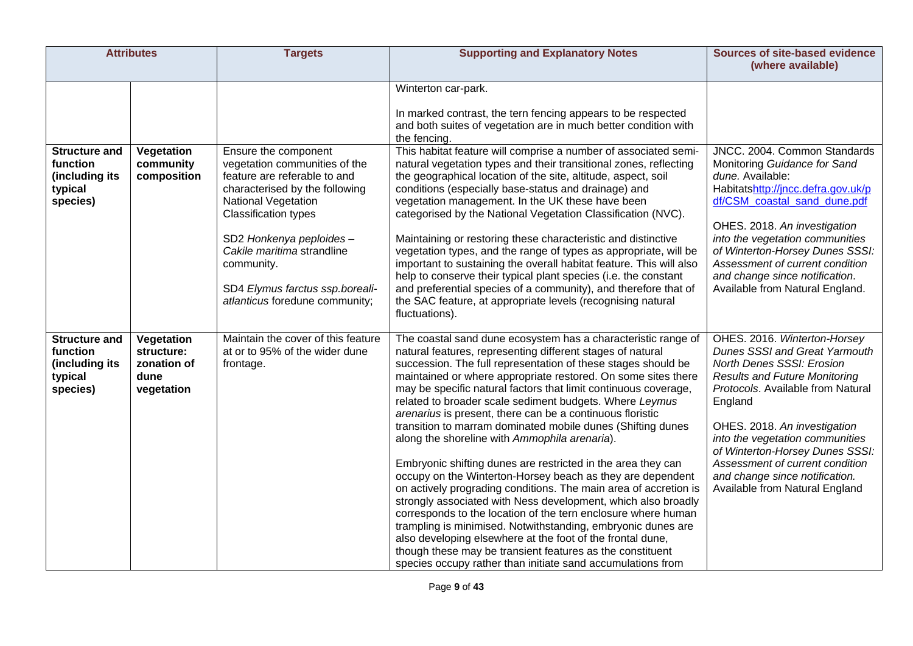| Attributes | | Targets | Supporting and Explanatory Notes | Sources of site-based evidence (where available) |
|---|---|---|---|---|
| | | | Winterton car-park.<br><br>In marked contrast, the tern fencing appears to be respected and both suites of vegetation are in much better condition with the fencing. | |
| **Structure and function (including its typical species)** | **Vegetation community composition** | Ensure the component vegetation communities of the feature are referable to and characterised by the following National Vegetation Classification types<br><br>SD2 *Honkenya peploides – Cakile maritima* strandline community.<br><br>SD4 *Elymus farctus ssp.boreali-atlanticus* foredune community; | This habitat feature will comprise a number of associated semi-natural vegetation types and their transitional zones, reflecting the geographical location of the site, altitude, aspect, soil conditions (especially base-status and drainage) and vegetation management. In the UK these have been categorised by the National Vegetation Classification (NVC).<br><br>Maintaining or restoring these characteristic and distinctive vegetation types, and the range of types as appropriate, will be important to sustaining the overall habitat feature. This will also help to conserve their typical plant species (i.e. the constant and preferential species of a community), and therefore that of the SAC feature, at appropriate levels (recognising natural fluctuations). | JNCC. 2004. Common Standards Monitoring *Guidance for Sand dune.* Available: Habitats[http://jncc.defra.gov.uk/pdf/CSM_coastal_sand_dune.pdf](http://jncc.defra.gov.uk/pdf/CSM_coastal_sand_dune.pdf)<br><br>OHES. 2018. *An investigation into the vegetation communities of Winterton-Horsey Dunes SSSI: Assessment of current condition and change since notification*. Available from Natural England. |
| **Structure and function (including its typical species)** | **Vegetation structure: zonation of dune vegetation** | Maintain the cover of this feature at or to 95% of the wider dune frontage. | The coastal sand dune ecosystem has a characteristic range of natural features, representing different stages of natural succession. The full representation of these stages should be maintained or where appropriate restored. On some sites there may be specific natural factors that limit continuous coverage, related to broader scale sediment budgets. Where *Leymus arenarius* is present, there can be a continuous floristic transition to marram dominated mobile dunes (Shifting dunes along the shoreline with *Ammophila arenaria*).<br><br>Embryonic shifting dunes are restricted in the area they can occupy on the Winterton-Horsey beach as they are dependent on actively prograding conditions. The main area of accretion is strongly associated with Ness development, which also broadly corresponds to the location of the tern enclosure where human trampling is minimised. Notwithstanding, embryonic dunes are also developing elsewhere at the foot of the frontal dune, though these may be transient features as the constituent species occupy rather than initiate sand accumulations from | OHES. 2016. *Winterton-Horsey Dunes SSSI and Great Yarmouth North Denes SSSI: Erosion Results and Future Monitoring Protocols*. Available from Natural England<br><br>OHES. 2018. *An investigation into the vegetation communities of Winterton-Horsey Dunes SSSI: Assessment of current condition and change since notification.* Available from Natural England |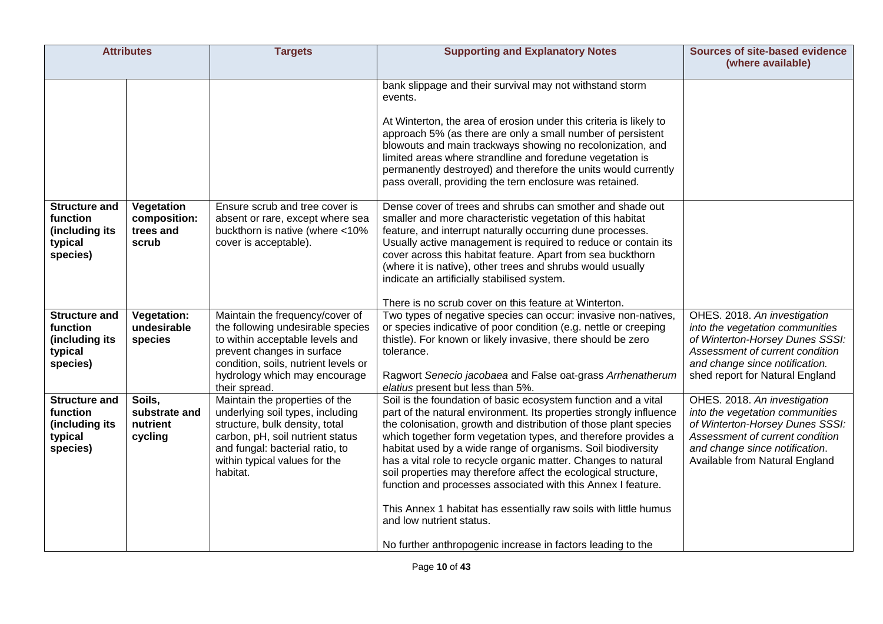| Attributes | | Targets | Supporting and Explanatory Notes | Sources of site-based evidence (where available) |
|---|---|---|---|---|
| | | | bank slippage and their survival may not withstand storm events.<br><br>At Winterton, the area of erosion under this criteria is likely to approach 5% (as there are only a small number of persistent blowouts and main trackways showing no recolonization, and limited areas where strandline and foredune vegetation is permanently destroyed) and therefore the units would currently pass overall, providing the tern enclosure was retained. | |
| **Structure and function (including its typical species)** | **Vegetation composition: trees and scrub** | Ensure scrub and tree cover is absent or rare, except where sea buckthorn is native (where <10% cover is acceptable). | Dense cover of trees and shrubs can smother and shade out smaller and more characteristic vegetation of this habitat feature, and interrupt naturally occurring dune processes. Usually active management is required to reduce or contain its cover across this habitat feature. Apart from sea buckthorn (where it is native), other trees and shrubs would usually indicate an artificially stabilised system.<br><br>There is no scrub cover on this feature at Winterton. | |
| **Structure and function (including its typical species)** | **Vegetation: undesirable species** | Maintain the frequency/cover of the following undesirable species to within acceptable levels and prevent changes in surface condition, soils, nutrient levels or hydrology which may encourage their spread. | Two types of negative species can occur: invasive non-natives, or species indicative of poor condition (e.g. nettle or creeping thistle). For known or likely invasive, there should be zero tolerance.<br><br>Ragwort *Senecio jacobaea* and False oat-grass *Arrhenatherum elatius* present but less than 5%. | OHES. 2018. *An investigation into the vegetation communities of Winterton-Horsey Dunes SSSI: Assessment of current condition and change since notification.* shed report for Natural England |
| **Structure and function (including its typical species)** | **Soils, substrate and nutrient cycling** | Maintain the properties of the underlying soil types, including structure, bulk density, total carbon, pH, soil nutrient status and fungal: bacterial ratio, to within typical values for the habitat. | Soil is the foundation of basic ecosystem function and a vital part of the natural environment. Its properties strongly influence the colonisation, growth and distribution of those plant species which together form vegetation types, and therefore provides a habitat used by a wide range of organisms. Soil biodiversity has a vital role to recycle organic matter. Changes to natural soil properties may therefore affect the ecological structure, function and processes associated with this Annex I feature.<br><br>This Annex 1 habitat has essentially raw soils with little humus and low nutrient status.<br><br>No further anthropogenic increase in factors leading to the | OHES. 2018. *An investigation into the vegetation communities of Winterton-Horsey Dunes SSSI: Assessment of current condition and change since notification*. Available from Natural England |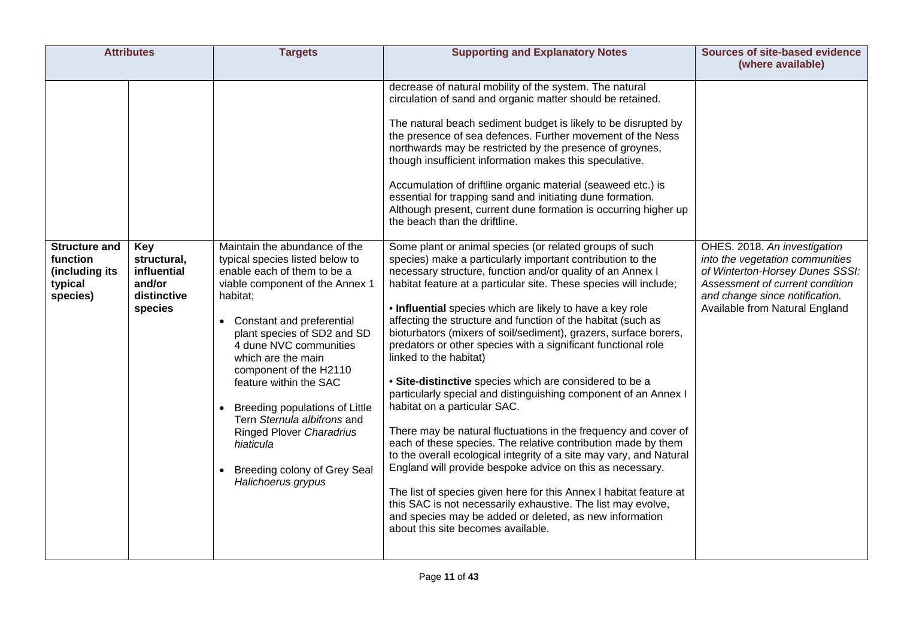| Attributes | | Targets | Supporting and Explanatory Notes | Sources of site-based evidence (where available) |
|---|---|---|---|---|
| | | | decrease of natural mobility of the system. The natural circulation of sand and organic matter should be retained.<br><br>The natural beach sediment budget is likely to be disrupted by the presence of sea defences. Further movement of the Ness northwards may be restricted by the presence of groynes, though insufficient information makes this speculative.<br><br>Accumulation of driftline organic material (seaweed etc.) is essential for trapping sand and initiating dune formation. Although present, current dune formation is occurring higher up the beach than the driftline. | |
| **Structure and function (including its typical species)** | **Key structural, influential and/or distinctive species** | Maintain the abundance of the typical species listed below to enable each of them to be a viable component of the Annex 1 habitat;<br><br>• Constant and preferential plant species of SD2 and SD 4 dune NVC communities which are the main component of the H2110 feature within the SAC<br><br>• Breeding populations of Little Tern *Sternula albifrons* and Ringed Plover *Charadrius hiaticula*<br><br>• Breeding colony of Grey Seal *Halichoerus grypus* | Some plant or animal species (or related groups of such species) make a particularly important contribution to the necessary structure, function and/or quality of an Annex I habitat feature at a particular site. These species will include;<br><br>• **Influential** species which are likely to have a key role affecting the structure and function of the habitat (such as bioturbators (mixers of soil/sediment), grazers, surface borers, predators or other species with a significant functional role linked to the habitat)<br><br>• **Site-distinctive** species which are considered to be a particularly special and distinguishing component of an Annex I habitat on a particular SAC.<br><br>There may be natural fluctuations in the frequency and cover of each of these species. The relative contribution made by them to the overall ecological integrity of a site may vary, and Natural England will provide bespoke advice on this as necessary.<br><br>The list of species given here for this Annex I habitat feature at this SAC is not necessarily exhaustive. The list may evolve, and species may be added or deleted, as new information about this site becomes available. | OHES. 2018. *An investigation into the vegetation communities of Winterton-Horsey Dunes SSSI: Assessment of current condition and change since notification.* Available from Natural England |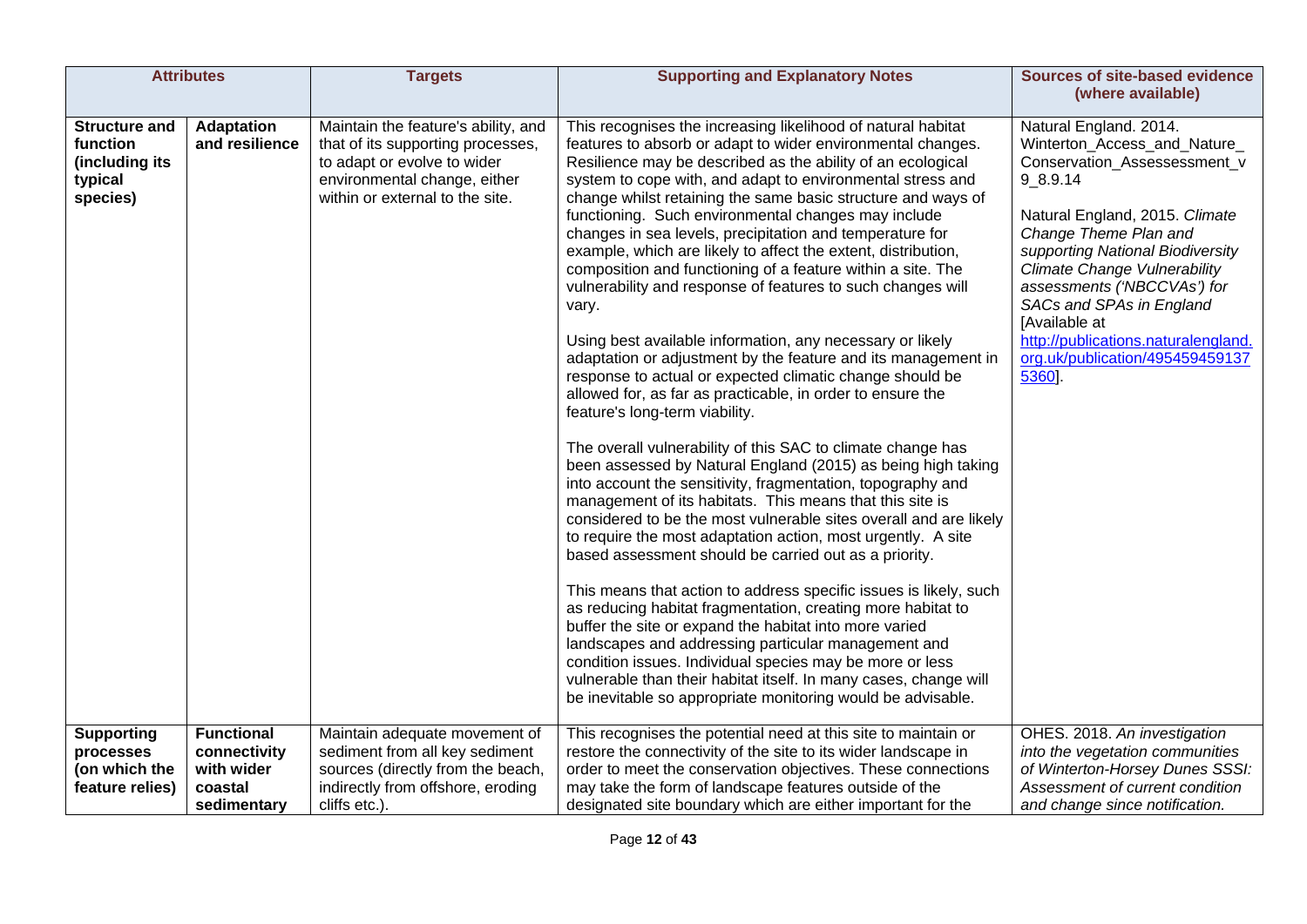| Attributes | | Targets | Supporting and Explanatory Notes | Sources of site-based evidence (where available) |
|---|---|---|---|---|
| **Structure and function (including its typical species)** | **Adaptation and resilience** | Maintain the feature's ability, and that of its supporting processes, to adapt or evolve to wider environmental change, either within or external to the site. | This recognises the increasing likelihood of natural habitat features to absorb or adapt to wider environmental changes. Resilience may be described as the ability of an ecological system to cope with, and adapt to environmental stress and change whilst retaining the same basic structure and ways of functioning. Such environmental changes may include changes in sea levels, precipitation and temperature for example, which are likely to affect the extent, distribution, composition and functioning of a feature within a site. The vulnerability and response of features to such changes will vary.<br><br>Using best available information, any necessary or likely adaptation or adjustment by the feature and its management in response to actual or expected climatic change should be allowed for, as far as practicable, in order to ensure the feature's long-term viability.<br><br>The overall vulnerability of this SAC to climate change has been assessed by Natural England (2015) as being high taking into account the sensitivity, fragmentation, topography and management of its habitats. This means that this site is considered to be the most vulnerable sites overall and are likely to require the most adaptation action, most urgently. A site based assessment should be carried out as a priority.<br><br>This means that action to address specific issues is likely, such as reducing habitat fragmentation, creating more habitat to buffer the site or expand the habitat into more varied landscapes and addressing particular management and condition issues. Individual species may be more or less vulnerable than their habitat itself. In many cases, change will be inevitable so appropriate monitoring would be advisable. | Natural England. 2014. Winterton_Access_and_Nature_Conservation_Assessessment_v9_8.9.14<br><br>Natural England, 2015. *Climate Change Theme Plan and supporting National Biodiversity Climate Change Vulnerability assessments ('NBCCVAs') for SACs and SPAs in England* [Available at http://publications.naturalengland.org.uk/publication/4954594591375360]. |
| **Supporting processes (on which the feature relies)** | **Functional connectivity with wider coastal sedimentary** | Maintain adequate movement of sediment from all key sediment sources (directly from the beach, indirectly from offshore, eroding cliffs etc.). | This recognises the potential need at this site to maintain or restore the connectivity of the site to its wider landscape in order to meet the conservation objectives. These connections may take the form of landscape features outside of the designated site boundary which are either important for the | OHES. 2018. *An investigation into the vegetation communities of Winterton-Horsey Dunes SSSI: Assessment of current condition and change since notification.* |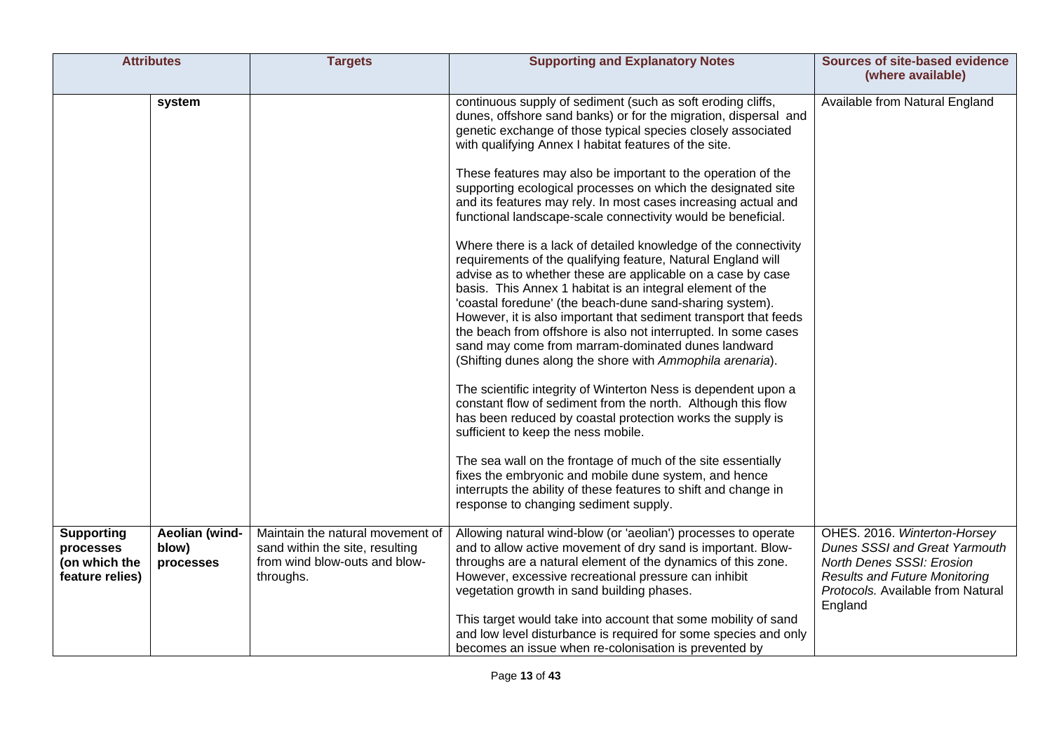| Attributes | | Targets | Supporting and Explanatory Notes | Sources of site-based evidence (where available) |
|---|---|---|---|---|
| | system | | continuous supply of sediment (such as soft eroding cliffs, dunes, offshore sand banks) or for the migration, dispersal and genetic exchange of those typical species closely associated with qualifying Annex I habitat features of the site.<br><br>These features may also be important to the operation of the supporting ecological processes on which the designated site and its features may rely. In most cases increasing actual and functional landscape-scale connectivity would be beneficial.<br><br>Where there is a lack of detailed knowledge of the connectivity requirements of the qualifying feature, Natural England will advise as to whether these are applicable on a case by case basis. This Annex 1 habitat is an integral element of the 'coastal foredune' (the beach-dune sand-sharing system). However, it is also important that sediment transport that feeds the beach from offshore is also not interrupted. In some cases sand may come from marram-dominated dunes landward (Shifting dunes along the shore with *Ammophila arenaria*).<br><br>The scientific integrity of Winterton Ness is dependent upon a constant flow of sediment from the north. Although this flow has been reduced by coastal protection works the supply is sufficient to keep the ness mobile.<br><br>The sea wall on the frontage of much of the site essentially fixes the embryonic and mobile dune system, and hence interrupts the ability of these features to shift and change in response to changing sediment supply. | Available from Natural England |
| **Supporting processes (on which the feature relies)** | **Aeolian (wind-blow) processes** | Maintain the natural movement of sand within the site, resulting from wind blow-outs and blow-throughs. | Allowing natural wind-blow (or 'aeolian') processes to operate and to allow active movement of dry sand is important. Blow-throughs are a natural element of the dynamics of this zone. However, excessive recreational pressure can inhibit vegetation growth in sand building phases.<br><br>This target would take into account that some mobility of sand and low level disturbance is required for some species and only becomes an issue when re-colonisation is prevented by | OHES. 2016. *Winterton-Horsey Dunes SSSI and Great Yarmouth North Denes SSSI: Erosion Results and Future Monitoring Protocols.* Available from Natural England |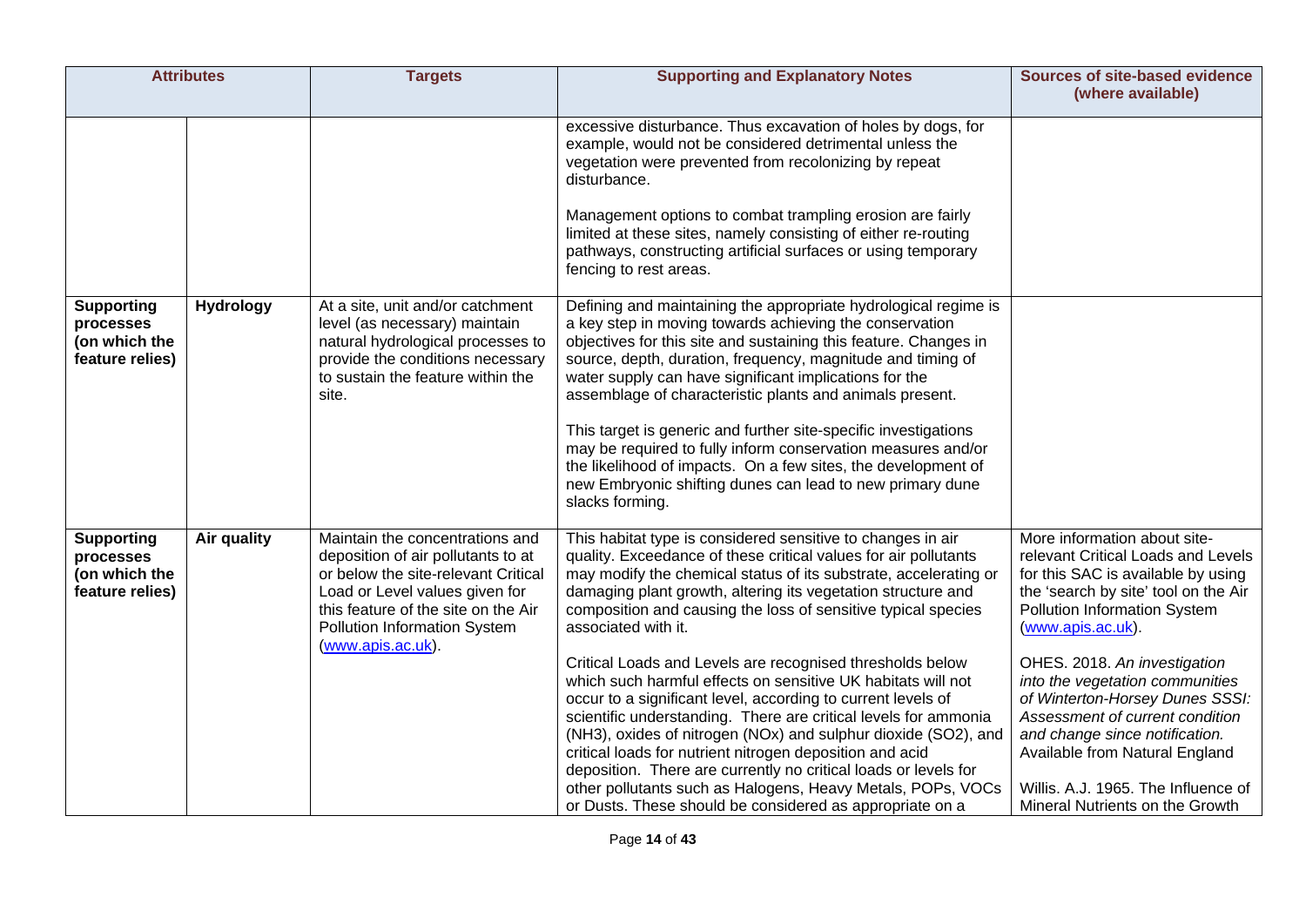| Attributes | | Targets | Supporting and Explanatory Notes | Sources of site-based evidence (where available) |
|---|---|---|---|---|
| | | | excessive disturbance. Thus excavation of holes by dogs, for example, would not be considered detrimental unless the vegetation were prevented from recolonizing by repeat disturbance.<br><br>Management options to combat trampling erosion are fairly limited at these sites, namely consisting of either re-routing pathways, constructing artificial surfaces or using temporary fencing to rest areas. | |
| **Supporting processes (on which the feature relies)** | **Hydrology** | At a site, unit and/or catchment level (as necessary) maintain natural hydrological processes to provide the conditions necessary to sustain the feature within the site. | Defining and maintaining the appropriate hydrological regime is a key step in moving towards achieving the conservation objectives for this site and sustaining this feature. Changes in source, depth, duration, frequency, magnitude and timing of water supply can have significant implications for the assemblage of characteristic plants and animals present.<br><br>This target is generic and further site-specific investigations may be required to fully inform conservation measures and/or the likelihood of impacts. On a few sites, the development of new Embryonic shifting dunes can lead to new primary dune slacks forming. | |
| **Supporting processes (on which the feature relies)** | **Air quality** | Maintain the concentrations and deposition of air pollutants to at or below the site-relevant Critical Load or Level values given for this feature of the site on the Air Pollution Information System (www.apis.ac.uk). | This habitat type is considered sensitive to changes in air quality. Exceedance of these critical values for air pollutants may modify the chemical status of its substrate, accelerating or damaging plant growth, altering its vegetation structure and composition and causing the loss of sensitive typical species associated with it.<br><br>Critical Loads and Levels are recognised thresholds below which such harmful effects on sensitive UK habitats will not occur to a significant level, according to current levels of scientific understanding. There are critical levels for ammonia ($NH_3$), oxides of nitrogen ($NO_x$) and sulphur dioxide ($SO_2$), and critical loads for nutrient nitrogen deposition and acid deposition. There are currently no critical loads or levels for other pollutants such as Halogens, Heavy Metals, POPs, VOCs or Dusts. These should be considered as appropriate on a | More information about site-relevant Critical Loads and Levels for this SAC is available by using the 'search by site' tool on the Air Pollution Information System (www.apis.ac.uk).<br><br>OHES. 2018. *An investigation into the vegetation communities of Winterton-Horsey Dunes SSSI: Assessment of current condition and change since notification.* Available from Natural England<br><br>Willis. A.J. 1965. The Influence of Mineral Nutrients on the Growth |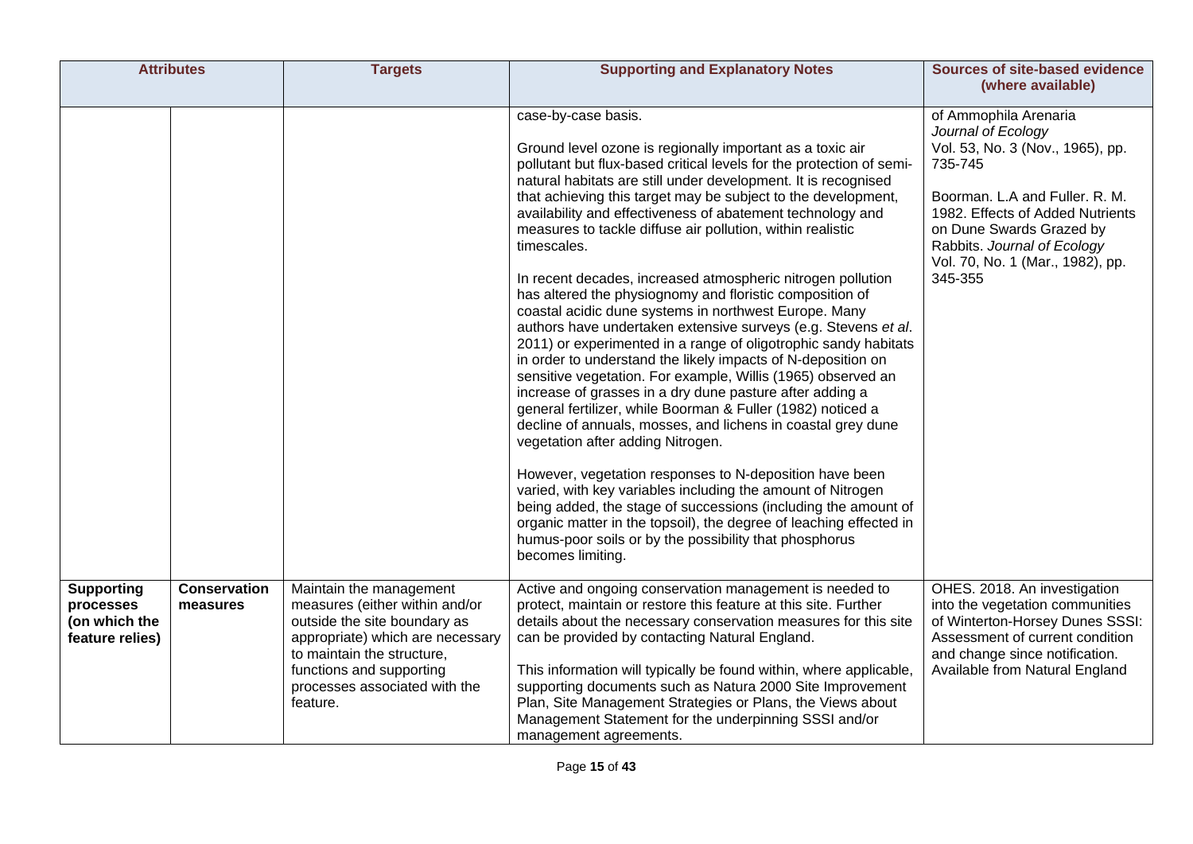| Attributes | | Targets | Supporting and Explanatory Notes | Sources of site-based evidence (where available) |
|---|---|---|---|---|
| | | | case-by-case basis.<br><br>Ground level ozone is regionally important as a toxic air pollutant but flux-based critical levels for the protection of semi-natural habitats are still under development. It is recognised that achieving this target may be subject to the development, availability and effectiveness of abatement technology and measures to tackle diffuse air pollution, within realistic timescales.<br><br>In recent decades, increased atmospheric nitrogen pollution has altered the physiognomy and floristic composition of coastal acidic dune systems in northwest Europe. Many authors have undertaken extensive surveys (e.g. Stevens *et al*. 2011) or experimented in a range of oligotrophic sandy habitats in order to understand the likely impacts of N-deposition on sensitive vegetation. For example, Willis (1965) observed an increase of grasses in a dry dune pasture after adding a general fertilizer, while Boorman & Fuller (1982) noticed a decline of annuals, mosses, and lichens in coastal grey dune vegetation after adding Nitrogen.<br><br>However, vegetation responses to N-deposition have been varied, with key variables including the amount of Nitrogen being added, the stage of successions (including the amount of organic matter in the topsoil), the degree of leaching effected in humus-poor soils or by the possibility that phosphorus becomes limiting. | of Ammophila Arenaria *Journal of Ecology* Vol. 53, No. 3 (Nov., 1965), pp. 735-745<br><br>Boorman. L.A and Fuller. R. M. 1982. Effects of Added Nutrients on Dune Swards Grazed by Rabbits. *Journal of Ecology* Vol. 70, No. 1 (Mar., 1982), pp. 345-355 |
| **Supporting processes (on which the feature relies)** | **Conservation measures** | Maintain the management measures (either within and/or outside the site boundary as appropriate) which are necessary to maintain the structure, functions and supporting processes associated with the feature. | Active and ongoing conservation management is needed to protect, maintain or restore this feature at this site. Further details about the necessary conservation measures for this site can be provided by contacting Natural England.<br><br>This information will typically be found within, where applicable, supporting documents such as Natura 2000 Site Improvement Plan, Site Management Strategies or Plans, the Views about Management Statement for the underpinning SSSI and/or management agreements. | OHES. 2018. An investigation into the vegetation communities of Winterton-Horsey Dunes SSSI: Assessment of current condition and change since notification. Available from Natural England |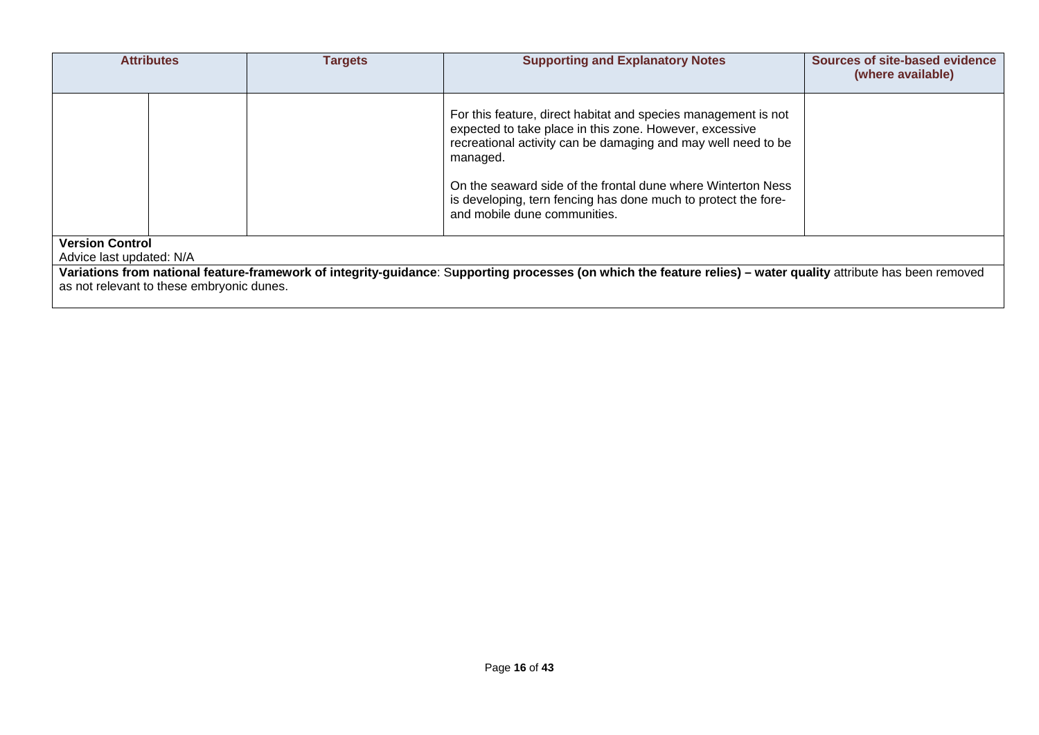| Attributes | | Targets | Supporting and Explanatory Notes | Sources of site-based evidence (where available) |
|---|---|---|---|---|
| | | | For this feature, direct habitat and species management is not expected to take place in this zone. However, excessive recreational activity can be damaging and may well need to be managed.<br><br>On the seaward side of the frontal dune where Winterton Ness is developing, tern fencing has done much to protect the fore- and mobile dune communities. | |

**Version Control**

Advice last updated: N/A

**Variations from national feature-framework of integrity-guidance**: S**upporting processes (on which the feature relies) – water quality** attribute has been removed as not relevant to these embryonic dunes.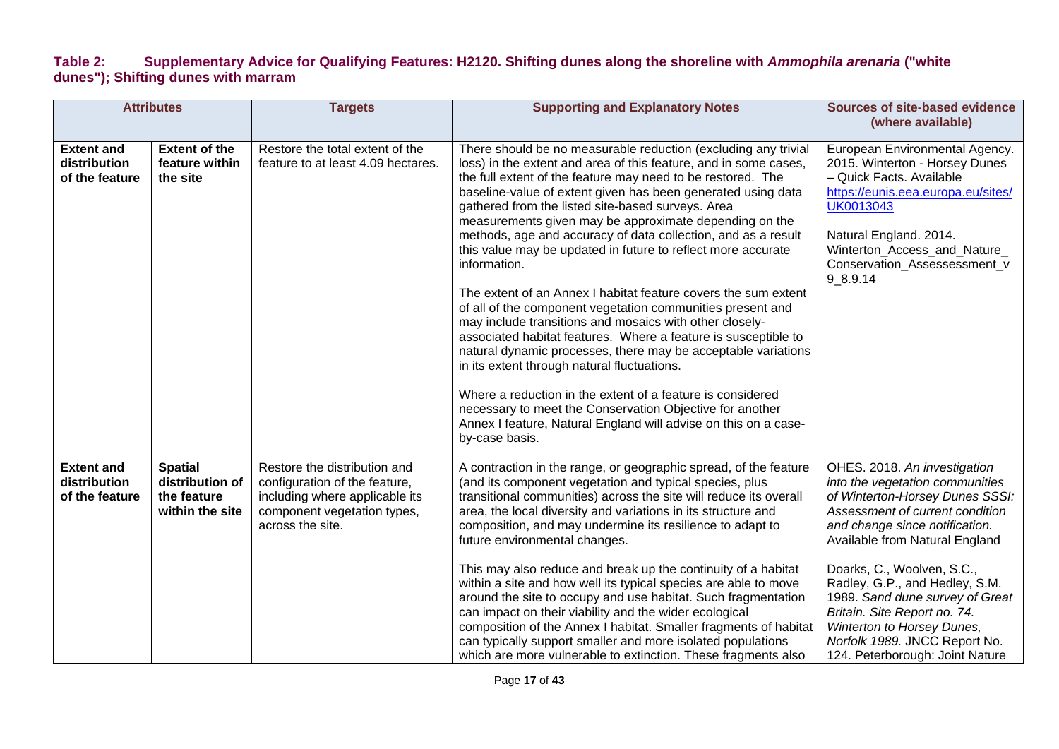**Table 2: Supplementary Advice for Qualifying Features: H2120. Shifting dunes along the shoreline with *Ammophila arenaria* ("white dunes"); Shifting dunes with marram**

| Attributes | | Targets | Supporting and Explanatory Notes | Sources of site-based evidence (where available) |
|---|---|---|---|---|
| **Extent and distribution of the feature** | **Extent of the feature within the site** | Restore the total extent of the feature to at least 4.09 hectares. | There should be no measurable reduction (excluding any trivial loss) in the extent and area of this feature, and in some cases, the full extent of the feature may need to be restored. The baseline-value of extent given has been generated using data gathered from the listed site-based surveys. Area measurements given may be approximate depending on the methods, age and accuracy of data collection, and as a result this value may be updated in future to reflect more accurate information.<br><br>The extent of an Annex I habitat feature covers the sum extent of all of the component vegetation communities present and may include transitions and mosaics with other closely-associated habitat features. Where a feature is susceptible to natural dynamic processes, there may be acceptable variations in its extent through natural fluctuations.<br><br>Where a reduction in the extent of a feature is considered necessary to meet the Conservation Objective for another Annex I feature, Natural England will advise on this on a case-by-case basis. | European Environmental Agency. 2015. Winterton - Horsey Dunes – Quick Facts. Available https://eunis.eea.europa.eu/sites/UK0013043<br><br>Natural England. 2014. Winterton_Access_and_Nature_Conservation_Assessessment_v9_8.9.14 |
| **Extent and distribution of the feature** | **Spatial distribution of the feature within the site** | Restore the distribution and configuration of the feature, including where applicable its component vegetation types, across the site. | A contraction in the range, or geographic spread, of the feature (and its component vegetation and typical species, plus transitional communities) across the site will reduce its overall area, the local diversity and variations in its structure and composition, and may undermine its resilience to adapt to future environmental changes.<br><br>This may also reduce and break up the continuity of a habitat within a site and how well its typical species are able to move around the site to occupy and use habitat. Such fragmentation can impact on their viability and the wider ecological composition of the Annex I habitat. Smaller fragments of habitat can typically support smaller and more isolated populations which are more vulnerable to extinction. These fragments also | OHES. 2018. *An investigation into the vegetation communities of Winterton-Horsey Dunes SSSI: Assessment of current condition and change since notification.* Available from Natural England<br><br>Doarks, C., Woolven, S.C., Radley, G.P., and Hedley, S.M. 1989. *Sand dune survey of Great Britain. Site Report no. 74. Winterton to Horsey Dunes, Norfolk 1989.* JNCC Report No. 124. Peterborough: Joint Nature |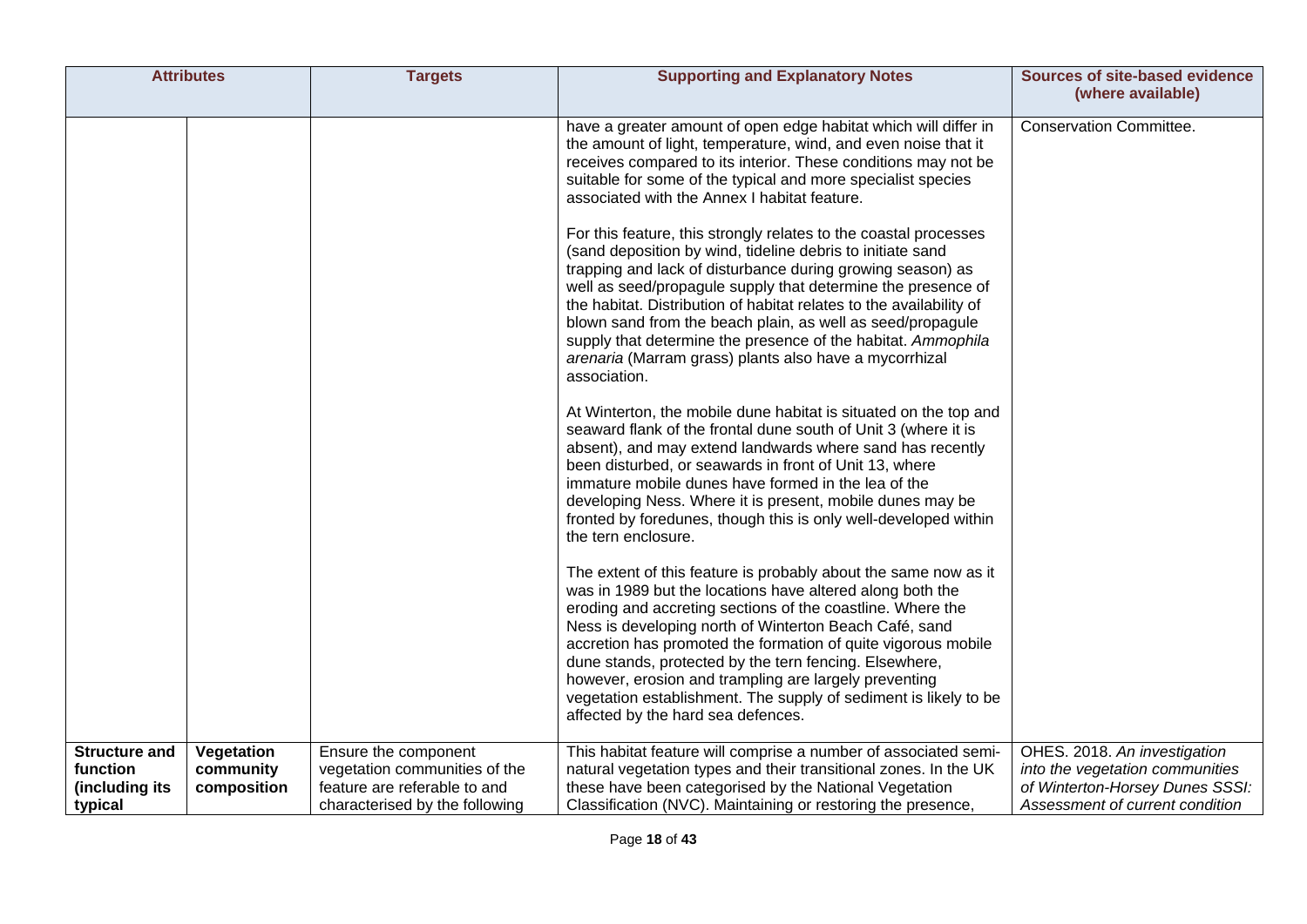| Attributes | | Targets | Supporting and Explanatory Notes | Sources of site-based evidence (where available) |
|---|---|---|---|---|
| | | | have a greater amount of open edge habitat which will differ in the amount of light, temperature, wind, and even noise that it receives compared to its interior. These conditions may not be suitable for some of the typical and more specialist species associated with the Annex I habitat feature.<br><br>For this feature, this strongly relates to the coastal processes (sand deposition by wind, tideline debris to initiate sand trapping and lack of disturbance during growing season) as well as seed/propagule supply that determine the presence of the habitat. Distribution of habitat relates to the availability of blown sand from the beach plain, as well as seed/propagule supply that determine the presence of the habitat. *Ammophila arenaria* (Marram grass) plants also have a mycorrhizal association.<br><br>At Winterton, the mobile dune habitat is situated on the top and seaward flank of the frontal dune south of Unit 3 (where it is absent), and may extend landwards where sand has recently been disturbed, or seawards in front of Unit 13, where immature mobile dunes have formed in the lea of the developing Ness. Where it is present, mobile dunes may be fronted by foredunes, though this is only well-developed within the tern enclosure.<br><br>The extent of this feature is probably about the same now as it was in 1989 but the locations have altered along both the eroding and accreting sections of the coastline. Where the Ness is developing north of Winterton Beach Café, sand accretion has promoted the formation of quite vigorous mobile dune stands, protected by the tern fencing. Elsewhere, however, erosion and trampling are largely preventing vegetation establishment. The supply of sediment is likely to be affected by the hard sea defences. | Conservation Committee. |
| **Structure and function (including its typical** | **Vegetation community composition** | Ensure the component vegetation communities of the feature are referable to and characterised by the following | This habitat feature will comprise a number of associated semi-natural vegetation types and their transitional zones. In the UK these have been categorised by the National Vegetation Classification (NVC). Maintaining or restoring the presence, | OHES. 2018. *An investigation into the vegetation communities of Winterton-Horsey Dunes SSSI: Assessment of current condition* |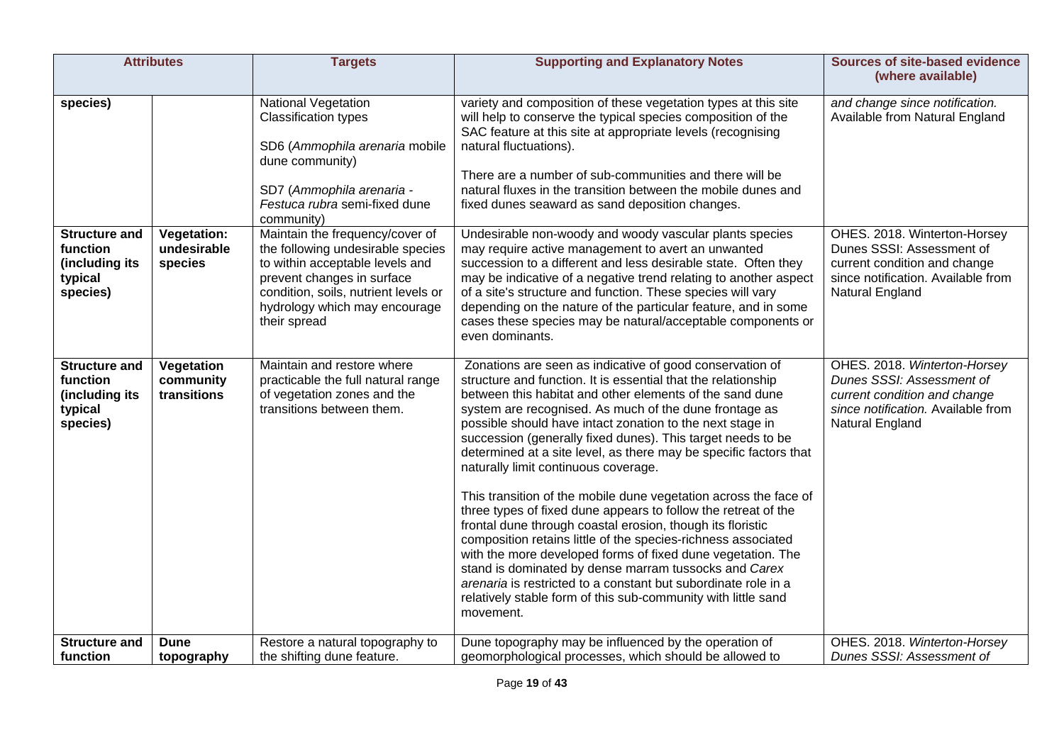| Attributes | | Targets | Supporting and Explanatory Notes | Sources of site-based evidence (where available) |
|---|---|---|---|---|
| **species)** | | National Vegetation Classification types<br><br>SD6 (*Ammophila arenaria* mobile dune community)<br><br>SD7 (*Ammophila arenaria - Festuca rubra* semi-fixed dune community) | variety and composition of these vegetation types at this site will help to conserve the typical species composition of the SAC feature at this site at appropriate levels (recognising natural fluctuations).<br><br>There are a number of sub-communities and there will be natural fluxes in the transition between the mobile dunes and fixed dunes seaward as sand deposition changes. | *and change since notification.* Available from Natural England |
| **Structure and function (including its typical species)** | **Vegetation: undesirable species** | Maintain the frequency/cover of the following undesirable species to within acceptable levels and prevent changes in surface condition, soils, nutrient levels or hydrology which may encourage their spread | Undesirable non-woody and woody vascular plants species may require active management to avert an unwanted succession to a different and less desirable state. Often they may be indicative of a negative trend relating to another aspect of a site's structure and function. These species will vary depending on the nature of the particular feature, and in some cases these species may be natural/acceptable components or even dominants. | OHES. 2018. Winterton-Horsey Dunes SSSI: Assessment of current condition and change since notification. Available from Natural England |
| **Structure and function (including its typical species)** | **Vegetation community transitions** | Maintain and restore where practicable the full natural range of vegetation zones and the transitions between them. | Zonations are seen as indicative of good conservation of structure and function. It is essential that the relationship between this habitat and other elements of the sand dune system are recognised. As much of the dune frontage as possible should have intact zonation to the next stage in succession (generally fixed dunes). This target needs to be determined at a site level, as there may be specific factors that naturally limit continuous coverage.<br><br>This transition of the mobile dune vegetation across the face of three types of fixed dune appears to follow the retreat of the frontal dune through coastal erosion, though its floristic composition retains little of the species-richness associated with the more developed forms of fixed dune vegetation. The stand is dominated by dense marram tussocks and *Carex arenaria* is restricted to a constant but subordinate role in a relatively stable form of this sub-community with little sand movement. | OHES. 2018. *Winterton-Horsey Dunes SSSI: Assessment of current condition and change since notification.* Available from Natural England |
| **Structure and function** | **Dune topography** | Restore a natural topography to the shifting dune feature. | Dune topography may be influenced by the operation of geomorphological processes, which should be allowed to | OHES. 2018. *Winterton-Horsey Dunes SSSI: Assessment of* |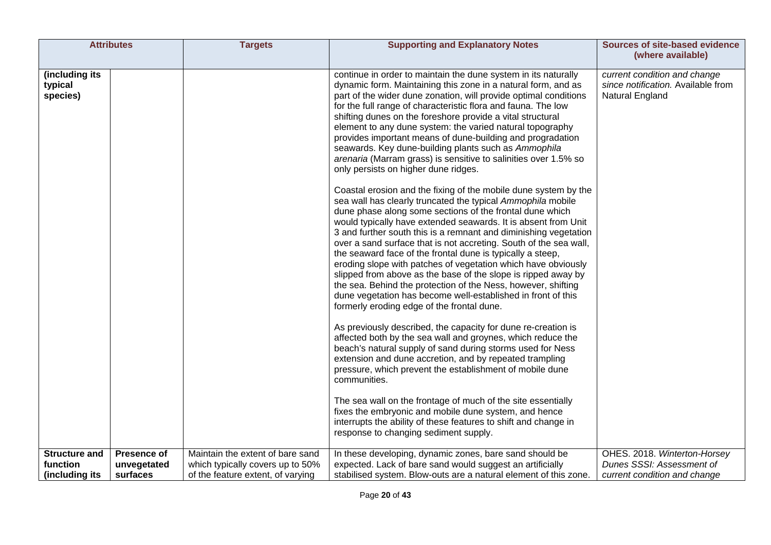| Attributes | | Targets | Supporting and Explanatory Notes | Sources of site-based evidence (where available) |
|---|---|---|---|---|
| **(including its typical species)** | | | continue in order to maintain the dune system in its naturally dynamic form. Maintaining this zone in a natural form, and as part of the wider dune zonation, will provide optimal conditions for the full range of characteristic flora and fauna. The low shifting dunes on the foreshore provide a vital structural element to any dune system: the varied natural topography provides important means of dune-building and progradation seawards. Key dune-building plants such as *Ammophila arenaria* (Marram grass) is sensitive to salinities over 1.5% so only persists on higher dune ridges.<br><br>Coastal erosion and the fixing of the mobile dune system by the sea wall has clearly truncated the typical *Ammophila* mobile dune phase along some sections of the frontal dune which would typically have extended seawards. It is absent from Unit 3 and further south this is a remnant and diminishing vegetation over a sand surface that is not accreting. South of the sea wall, the seaward face of the frontal dune is typically a steep, eroding slope with patches of vegetation which have obviously slipped from above as the base of the slope is ripped away by the sea. Behind the protection of the Ness, however, shifting dune vegetation has become well-established in front of this formerly eroding edge of the frontal dune.<br><br>As previously described, the capacity for dune re-creation is affected both by the sea wall and groynes, which reduce the beach's natural supply of sand during storms used for Ness extension and dune accretion, and by repeated trampling pressure, which prevent the establishment of mobile dune communities.<br><br>The sea wall on the frontage of much of the site essentially fixes the embryonic and mobile dune system, and hence interrupts the ability of these features to shift and change in response to changing sediment supply. | *current condition and change since notification.* Available from Natural England |
| **Structure and function (including its** | **Presence of unvegetated surfaces** | Maintain the extent of bare sand which typically covers up to 50% of the feature extent, of varying | In these developing, dynamic zones, bare sand should be expected. Lack of bare sand would suggest an artificially stabilised system. Blow-outs are a natural element of this zone. | OHES. 2018. *Winterton-Horsey Dunes SSSI: Assessment of current condition and change* |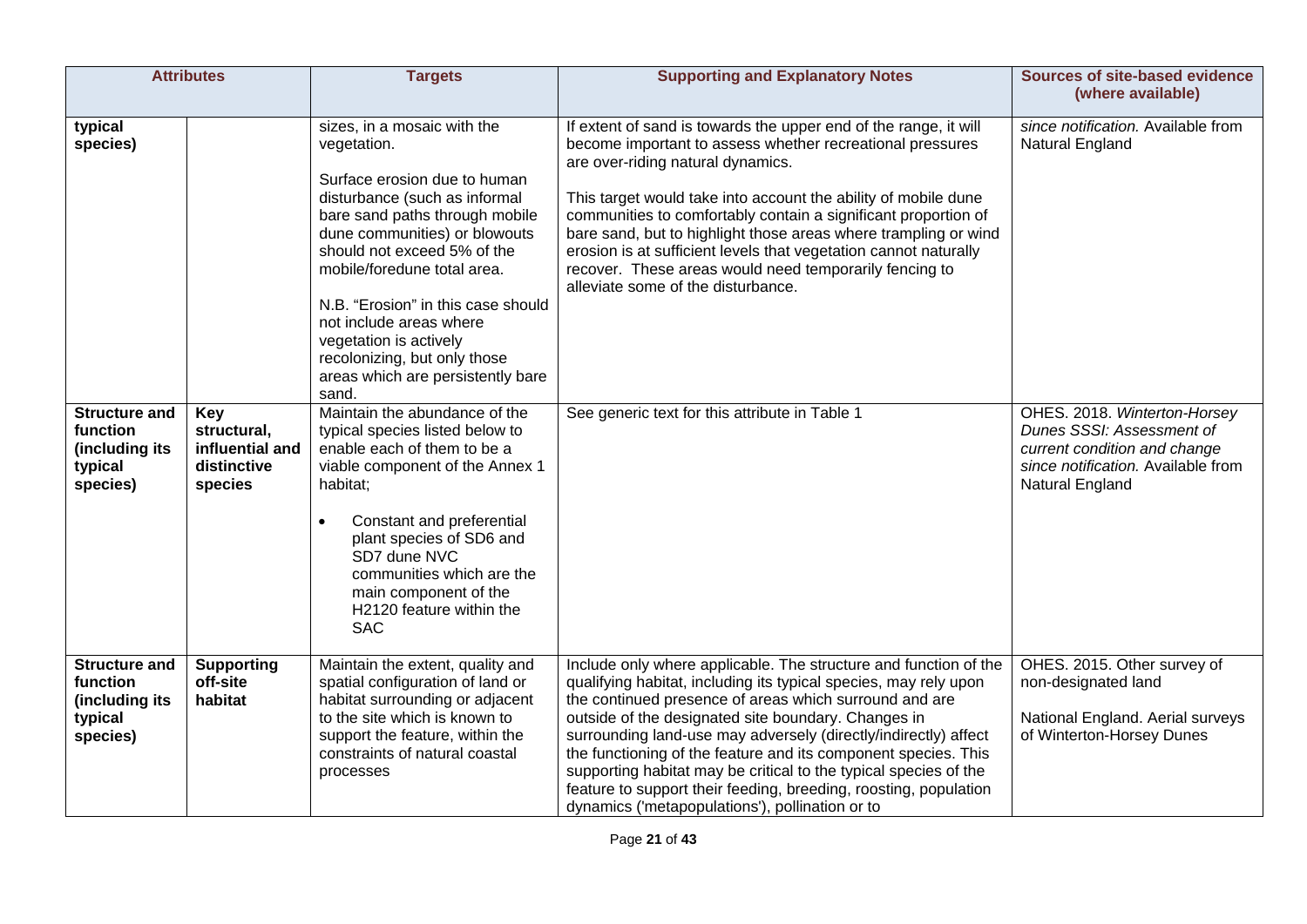| Attributes | | Targets | Supporting and Explanatory Notes | Sources of site-based evidence (where available) |
|---|---|---|---|---|
| **typical species)** | | sizes, in a mosaic with the vegetation.<br><br>Surface erosion due to human disturbance (such as informal bare sand paths through mobile dune communities) or blowouts should not exceed 5% of the mobile/foredune total area.<br><br>N.B. "Erosion" in this case should not include areas where vegetation is actively recolonizing, but only those areas which are persistently bare sand. | If extent of sand is towards the upper end of the range, it will become important to assess whether recreational pressures are over-riding natural dynamics.<br><br>This target would take into account the ability of mobile dune communities to comfortably contain a significant proportion of bare sand, but to highlight those areas where trampling or wind erosion is at sufficient levels that vegetation cannot naturally recover. These areas would need temporarily fencing to alleviate some of the disturbance. | *since notification.* Available from Natural England |
| **Structure and function (including its typical species)** | **Key structural, influential and distinctive species** | Maintain the abundance of the typical species listed below to enable each of them to be a viable component of the Annex 1 habitat;<br><br>• Constant and preferential plant species of SD6 and SD7 dune NVC communities which are the main component of the H2120 feature within the SAC | See generic text for this attribute in Table 1 | OHES. 2018. *Winterton-Horsey Dunes SSSI: Assessment of current condition and change since notification.* Available from Natural England |
| **Structure and function (including its typical species)** | **Supporting off-site habitat** | Maintain the extent, quality and spatial configuration of land or habitat surrounding or adjacent to the site which is known to support the feature, within the constraints of natural coastal processes | Include only where applicable. The structure and function of the qualifying habitat, including its typical species, may rely upon the continued presence of areas which surround and are outside of the designated site boundary. Changes in surrounding land-use may adversely (directly/indirectly) affect the functioning of the feature and its component species. This supporting habitat may be critical to the typical species of the feature to support their feeding, breeding, roosting, population dynamics ('metapopulations'), pollination or to | OHES. 2015. Other survey of non-designated land<br><br>National England. Aerial surveys of Winterton-Horsey Dunes |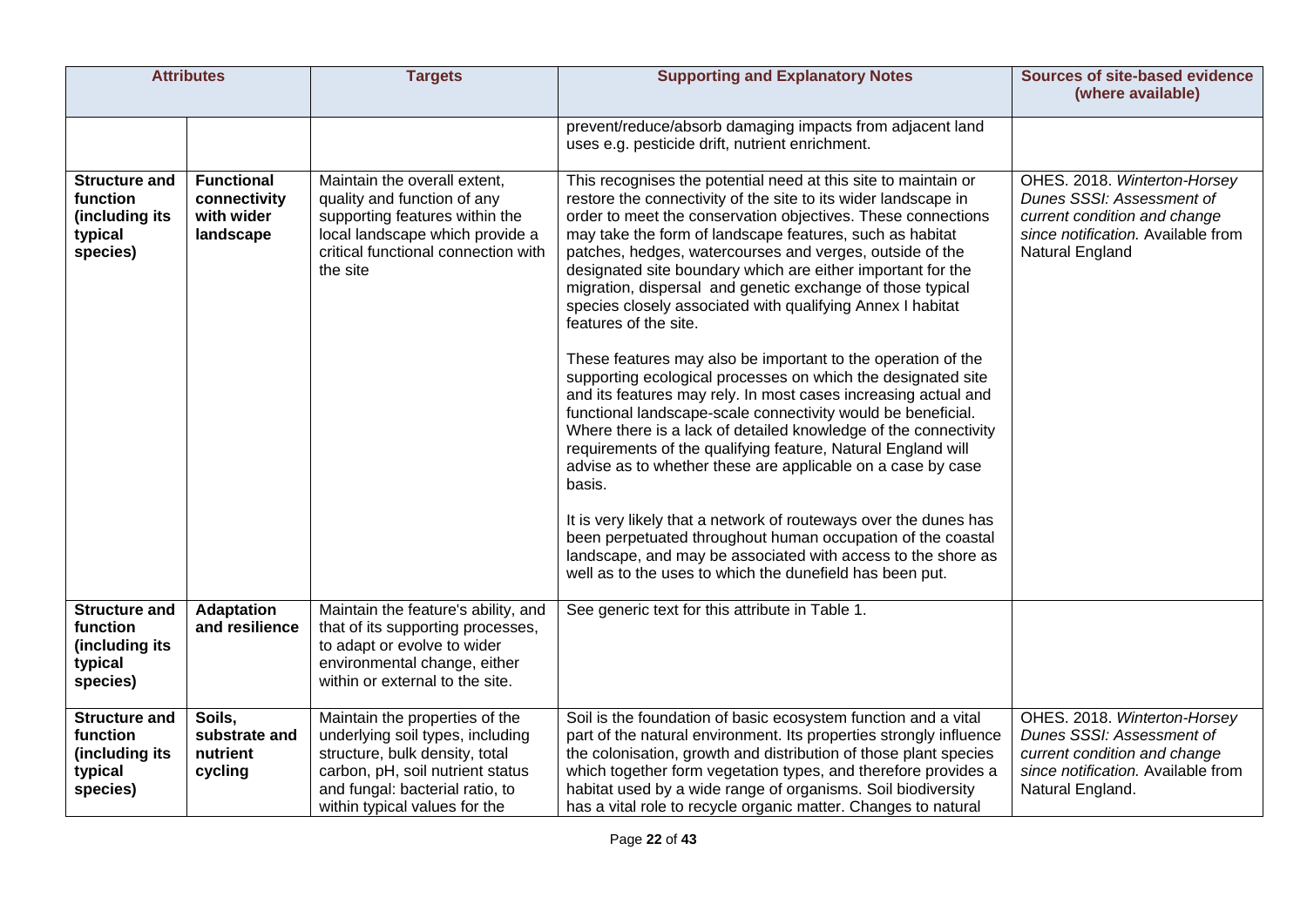| Attributes | | Targets | Supporting and Explanatory Notes | Sources of site-based evidence (where available) |
|---|---|---|---|---|
| | | | prevent/reduce/absorb damaging impacts from adjacent land uses e.g. pesticide drift, nutrient enrichment. | |
| **Structure and function (including its typical species)** | **Functional connectivity with wider landscape** | Maintain the overall extent, quality and function of any supporting features within the local landscape which provide a critical functional connection with the site | This recognises the potential need at this site to maintain or restore the connectivity of the site to its wider landscape in order to meet the conservation objectives. These connections may take the form of landscape features, such as habitat patches, hedges, watercourses and verges, outside of the designated site boundary which are either important for the migration, dispersal and genetic exchange of those typical species closely associated with qualifying Annex I habitat features of the site.<br><br>These features may also be important to the operation of the supporting ecological processes on which the designated site and its features may rely. In most cases increasing actual and functional landscape-scale connectivity would be beneficial. Where there is a lack of detailed knowledge of the connectivity requirements of the qualifying feature, Natural England will advise as to whether these are applicable on a case by case basis.<br><br>It is very likely that a network of routeways over the dunes has been perpetuated throughout human occupation of the coastal landscape, and may be associated with access to the shore as well as to the uses to which the dunefield has been put. | OHES. 2018. *Winterton-Horsey Dunes SSSI: Assessment of current condition and change since notification.* Available from Natural England |
| **Structure and function (including its typical species)** | **Adaptation and resilience** | Maintain the feature's ability, and that of its supporting processes, to adapt or evolve to wider environmental change, either within or external to the site. | See generic text for this attribute in Table 1. | |
| **Structure and function (including its typical species)** | **Soils, substrate and nutrient cycling** | Maintain the properties of the underlying soil types, including structure, bulk density, total carbon, pH, soil nutrient status and fungal: bacterial ratio, to within typical values for the | Soil is the foundation of basic ecosystem function and a vital part of the natural environment. Its properties strongly influence the colonisation, growth and distribution of those plant species which together form vegetation types, and therefore provides a habitat used by a wide range of organisms. Soil biodiversity has a vital role to recycle organic matter. Changes to natural | OHES. 2018. *Winterton-Horsey Dunes SSSI: Assessment of current condition and change since notification.* Available from Natural England. |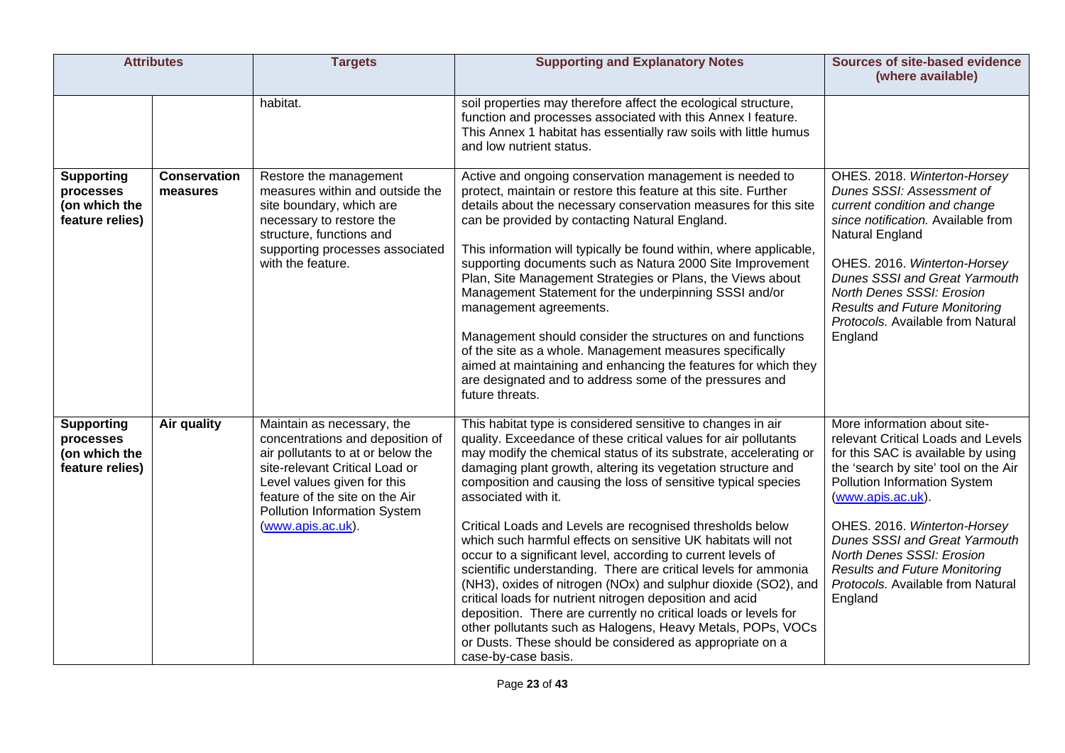| Attributes | | Targets | Supporting and Explanatory Notes | Sources of site-based evidence (where available) |
|---|---|---|---|---|
| | | habitat. | soil properties may therefore affect the ecological structure, function and processes associated with this Annex I feature. This Annex 1 habitat has essentially raw soils with little humus and low nutrient status. | |
| **Supporting processes (on which the feature relies)** | **Conservation measures** | Restore the management measures within and outside the site boundary, which are necessary to restore the structure, functions and supporting processes associated with the feature. | Active and ongoing conservation management is needed to protect, maintain or restore this feature at this site. Further details about the necessary conservation measures for this site can be provided by contacting Natural England.<br><br>This information will typically be found within, where applicable, supporting documents such as Natura 2000 Site Improvement Plan, Site Management Strategies or Plans, the Views about Management Statement for the underpinning SSSI and/or management agreements.<br><br>Management should consider the structures on and functions of the site as a whole. Management measures specifically aimed at maintaining and enhancing the features for which they are designated and to address some of the pressures and future threats. | OHES. 2018. *Winterton-Horsey Dunes SSSI: Assessment of current condition and change since notification.* Available from Natural England<br><br>OHES. 2016. *Winterton-Horsey Dunes SSSI and Great Yarmouth North Denes SSSI: Erosion Results and Future Monitoring Protocols.* Available from Natural England |
| **Supporting processes (on which the feature relies)** | **Air quality** | Maintain as necessary, the concentrations and deposition of air pollutants to at or below the site-relevant Critical Load or Level values given for this feature of the site on the Air Pollution Information System (www.apis.ac.uk). | This habitat type is considered sensitive to changes in air quality. Exceedance of these critical values for air pollutants may modify the chemical status of its substrate, accelerating or damaging plant growth, altering its vegetation structure and composition and causing the loss of sensitive typical species associated with it.<br><br>Critical Loads and Levels are recognised thresholds below which such harmful effects on sensitive UK habitats will not occur to a significant level, according to current levels of scientific understanding. There are critical levels for ammonia (NH3), oxides of nitrogen (NOx) and sulphur dioxide (SO2), and critical loads for nutrient nitrogen deposition and acid deposition. There are currently no critical loads or levels for other pollutants such as Halogens, Heavy Metals, POPs, VOCs or Dusts. These should be considered as appropriate on a case-by-case basis. | More information about site-relevant Critical Loads and Levels for this SAC is available by using the 'search by site' tool on the Air Pollution Information System (www.apis.ac.uk).<br><br>OHES. 2016. *Winterton-Horsey Dunes SSSI and Great Yarmouth North Denes SSSI: Erosion Results and Future Monitoring Protocols.* Available from Natural England |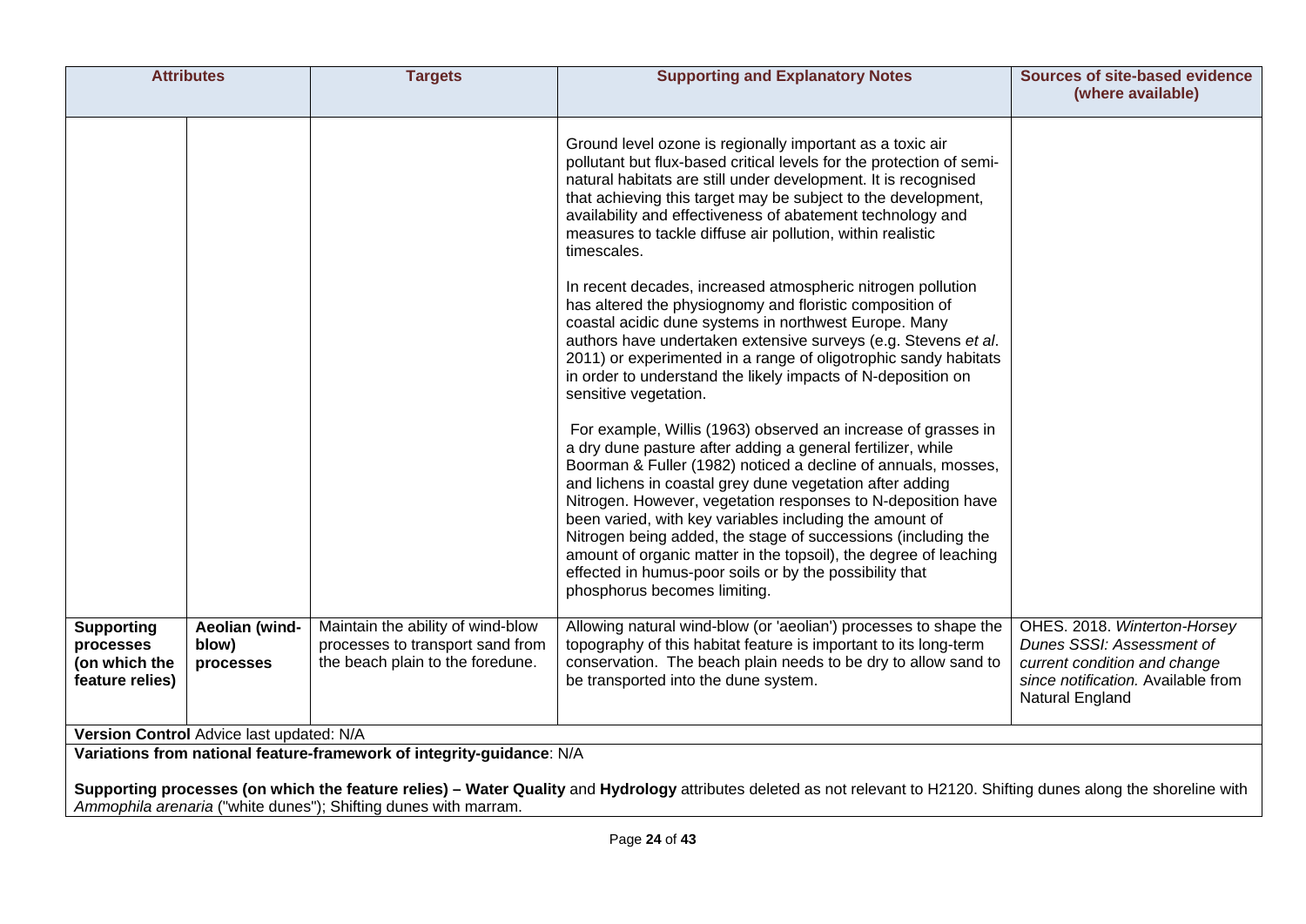| Attributes | | Targets | Supporting and Explanatory Notes | Sources of site-based evidence (where available) |
|---|---|---|---|---|
| | | | Ground level ozone is regionally important as a toxic air pollutant but flux-based critical levels for the protection of semi-natural habitats are still under development. It is recognised that achieving this target may be subject to the development, availability and effectiveness of abatement technology and measures to tackle diffuse air pollution, within realistic timescales.<br><br>In recent decades, increased atmospheric nitrogen pollution has altered the physiognomy and floristic composition of coastal acidic dune systems in northwest Europe. Many authors have undertaken extensive surveys (e.g. Stevens *et al*. 2011) or experimented in a range of oligotrophic sandy habitats in order to understand the likely impacts of N-deposition on sensitive vegetation.<br><br>For example, Willis (1963) observed an increase of grasses in a dry dune pasture after adding a general fertilizer, while Boorman & Fuller (1982) noticed a decline of annuals, mosses, and lichens in coastal grey dune vegetation after adding Nitrogen. However, vegetation responses to N-deposition have been varied, with key variables including the amount of Nitrogen being added, the stage of successions (including the amount of organic matter in the topsoil), the degree of leaching effected in humus-poor soils or by the possibility that phosphorus becomes limiting. | |
| **Supporting processes (on which the feature relies)** | **Aeolian (wind-blow) processes** | Maintain the ability of wind-blow processes to transport sand from the beach plain to the foredune. | Allowing natural wind-blow (or 'aeolian') processes to shape the topography of this habitat feature is important to its long-term conservation. The beach plain needs to be dry to allow sand to be transported into the dune system. | OHES. 2018. *Winterton-Horsey Dunes SSSI: Assessment of current condition and change since notification.* Available from Natural England |

**Version Control** Advice last updated: N/A

**Variations from national feature-framework of integrity-guidance**: N/A

**Supporting processes (on which the feature relies) – Water Quality** and **Hydrology** attributes deleted as not relevant to H2120. Shifting dunes along the shoreline with *Ammophila arenaria* ("white dunes"); Shifting dunes with marram.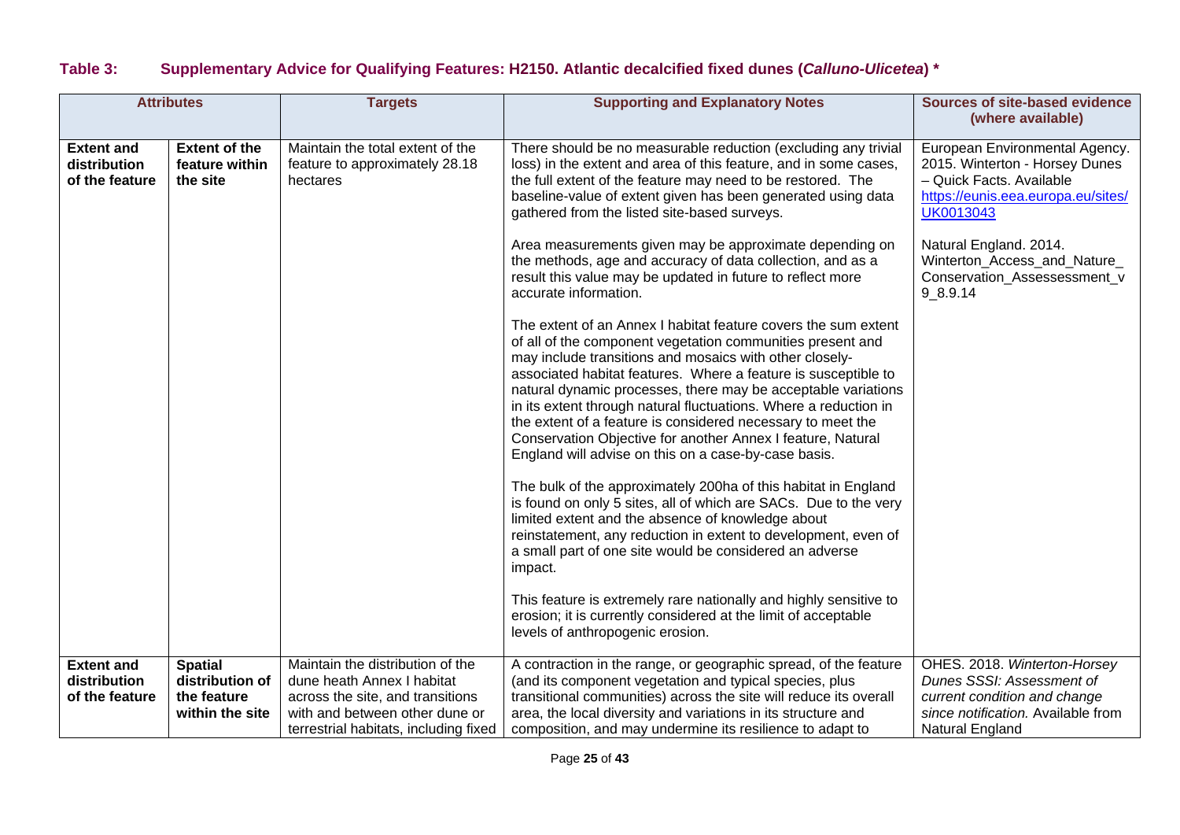### Table 3: Supplementary Advice for Qualifying Features: H2150. Atlantic decalcified fixed dunes (*Calluno-Ulicetea*) *

| Attributes | | Targets | Supporting and Explanatory Notes | Sources of site-based evidence (where available) |
|---|---|---|---|---|
| **Extent and distribution of the feature** | **Extent of the feature within the site** | Maintain the total extent of the feature to approximately 28.18 hectares | There should be no measurable reduction (excluding any trivial loss) in the extent and area of this feature, and in some cases, the full extent of the feature may need to be restored. The baseline-value of extent given has been generated using data gathered from the listed site-based surveys.<br><br>Area measurements given may be approximate depending on the methods, age and accuracy of data collection, and as a result this value may be updated in future to reflect more accurate information.<br><br>The extent of an Annex I habitat feature covers the sum extent of all of the component vegetation communities present and may include transitions and mosaics with other closely-associated habitat features. Where a feature is susceptible to natural dynamic processes, there may be acceptable variations in its extent through natural fluctuations. Where a reduction in the extent of a feature is considered necessary to meet the Conservation Objective for another Annex I feature, Natural England will advise on this on a case-by-case basis.<br><br>The bulk of the approximately 200ha of this habitat in England is found on only 5 sites, all of which are SACs. Due to the very limited extent and the absence of knowledge about reinstatement, any reduction in extent to development, even of a small part of one site would be considered an adverse impact.<br><br>This feature is extremely rare nationally and highly sensitive to erosion; it is currently considered at the limit of acceptable levels of anthropogenic erosion. | European Environmental Agency. 2015. Winterton - Horsey Dunes – Quick Facts. Available https://eunis.eea.europa.eu/sites/UK0013043<br><br>Natural England. 2014. Winterton_Access_and_Nature_Conservation_Assessessment_v9_8.9.14 |
| **Extent and distribution of the feature** | **Spatial distribution of the feature within the site** | Maintain the distribution of the dune heath Annex I habitat across the site, and transitions with and between other dune or terrestrial habitats, including fixed | A contraction in the range, or geographic spread, of the feature (and its component vegetation and typical species, plus transitional communities) across the site will reduce its overall area, the local diversity and variations in its structure and composition, and may undermine its resilience to adapt to | OHES. 2018. *Winterton-Horsey Dunes SSSI: Assessment of current condition and change since notification.* Available from Natural England |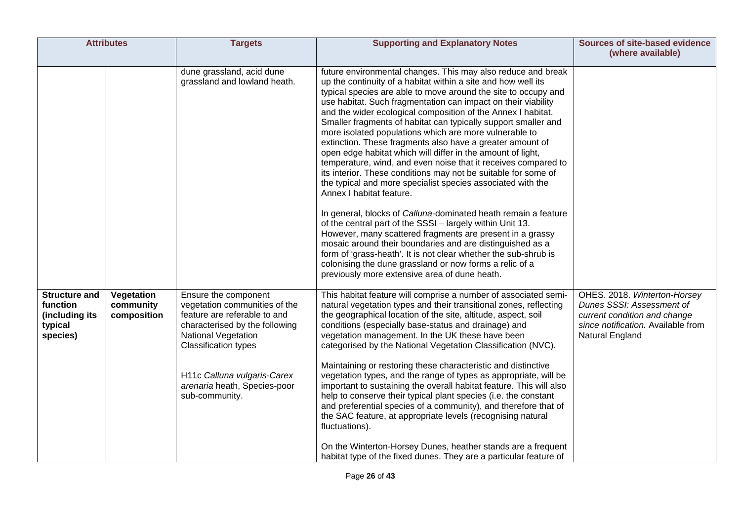| Attributes | | Targets | Supporting and Explanatory Notes | Sources of site-based evidence (where available) |
|---|---|---|---|---|
| | | dune grassland, acid dune grassland and lowland heath. | future environmental changes. This may also reduce and break up the continuity of a habitat within a site and how well its typical species are able to move around the site to occupy and use habitat. Such fragmentation can impact on their viability and the wider ecological composition of the Annex I habitat. Smaller fragments of habitat can typically support smaller and more isolated populations which are more vulnerable to extinction. These fragments also have a greater amount of open edge habitat which will differ in the amount of light, temperature, wind, and even noise that it receives compared to its interior. These conditions may not be suitable for some of the typical and more specialist species associated with the Annex I habitat feature.<br><br>In general, blocks of *Calluna*-dominated heath remain a feature of the central part of the SSSI – largely within Unit 13. However, many scattered fragments are present in a grassy mosaic around their boundaries and are distinguished as a form of 'grass-heath'. It is not clear whether the sub-shrub is colonising the dune grassland or now forms a relic of a previously more extensive area of dune heath. | |
| **Structure and function (including its typical species)** | **Vegetation community composition** | Ensure the component vegetation communities of the feature are referable to and characterised by the following National Vegetation Classification types<br><br>H11c *Calluna vulgaris-Carex arenaria* heath, Species-poor sub-community. | This habitat feature will comprise a number of associated semi-natural vegetation types and their transitional zones, reflecting the geographical location of the site, altitude, aspect, soil conditions (especially base-status and drainage) and vegetation management. In the UK these have been categorised by the National Vegetation Classification (NVC).<br><br>Maintaining or restoring these characteristic and distinctive vegetation types, and the range of types as appropriate, will be important to sustaining the overall habitat feature. This will also help to conserve their typical plant species (i.e. the constant and preferential species of a community), and therefore that of the SAC feature, at appropriate levels (recognising natural fluctuations).<br><br>On the Winterton-Horsey Dunes, heather stands are a frequent habitat type of the fixed dunes. They are a particular feature of | OHES. 2018. *Winterton-Horsey Dunes SSSI: Assessment of current condition and change since notification.* Available from Natural England |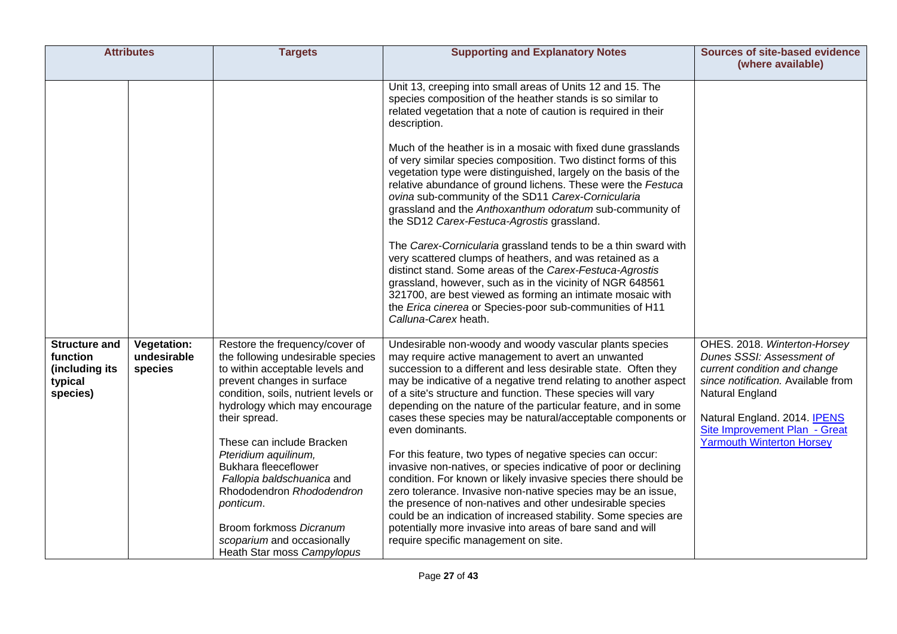| Attributes | | Targets | Supporting and Explanatory Notes | Sources of site-based evidence (where available) |
|---|---|---|---|---|
| | | | Unit 13, creeping into small areas of Units 12 and 15. The species composition of the heather stands is so similar to related vegetation that a note of caution is required in their description.<br><br>Much of the heather is in a mosaic with fixed dune grasslands of very similar species composition. Two distinct forms of this vegetation type were distinguished, largely on the basis of the relative abundance of ground lichens. These were the *Festuca ovina* sub-community of the SD11 *Carex-Cornicularia* grassland and the *Anthoxanthum odoratum* sub-community of the SD12 *Carex-Festuca-Agrostis* grassland.<br><br>The *Carex-Cornicularia* grassland tends to be a thin sward with very scattered clumps of heathers, and was retained as a distinct stand. Some areas of the *Carex-Festuca-Agrostis* grassland, however, such as in the vicinity of NGR 648561 321700, are best viewed as forming an intimate mosaic with the *Erica cinerea* or Species-poor sub-communities of H11 *Calluna-Carex* heath. | |
| **Structure and function (including its typical species)** | **Vegetation: undesirable species** | Restore the frequency/cover of the following undesirable species to within acceptable levels and prevent changes in surface condition, soils, nutrient levels or hydrology which may encourage their spread.<br><br>These can include Bracken *Pteridium aquilinum,* Bukhara fleeceflower *Fallopia baldschuanica* and Rhododendron *Rhododendron ponticum*.<br><br>Broom forkmoss *Dicranum scoparium* and occasionally Heath Star moss *Campylopus* | Undesirable non-woody and woody vascular plants species may require active management to avert an unwanted succession to a different and less desirable state. Often they may be indicative of a negative trend relating to another aspect of a site's structure and function. These species will vary depending on the nature of the particular feature, and in some cases these species may be natural/acceptable components or even dominants.<br><br>For this feature, two types of negative species can occur: invasive non-natives, or species indicative of poor or declining condition. For known or likely invasive species there should be zero tolerance. Invasive non-native species may be an issue, the presence of non-natives and other undesirable species could be an indication of increased stability. Some species are potentially more invasive into areas of bare sand and will require specific management on site. | OHES. 2018. *Winterton-Horsey Dunes SSSI: Assessment of current condition and change since notification.* Available from Natural England<br><br>Natural England. 2014. [IPENS Site Improvement Plan - Great Yarmouth Winterton Horsey] |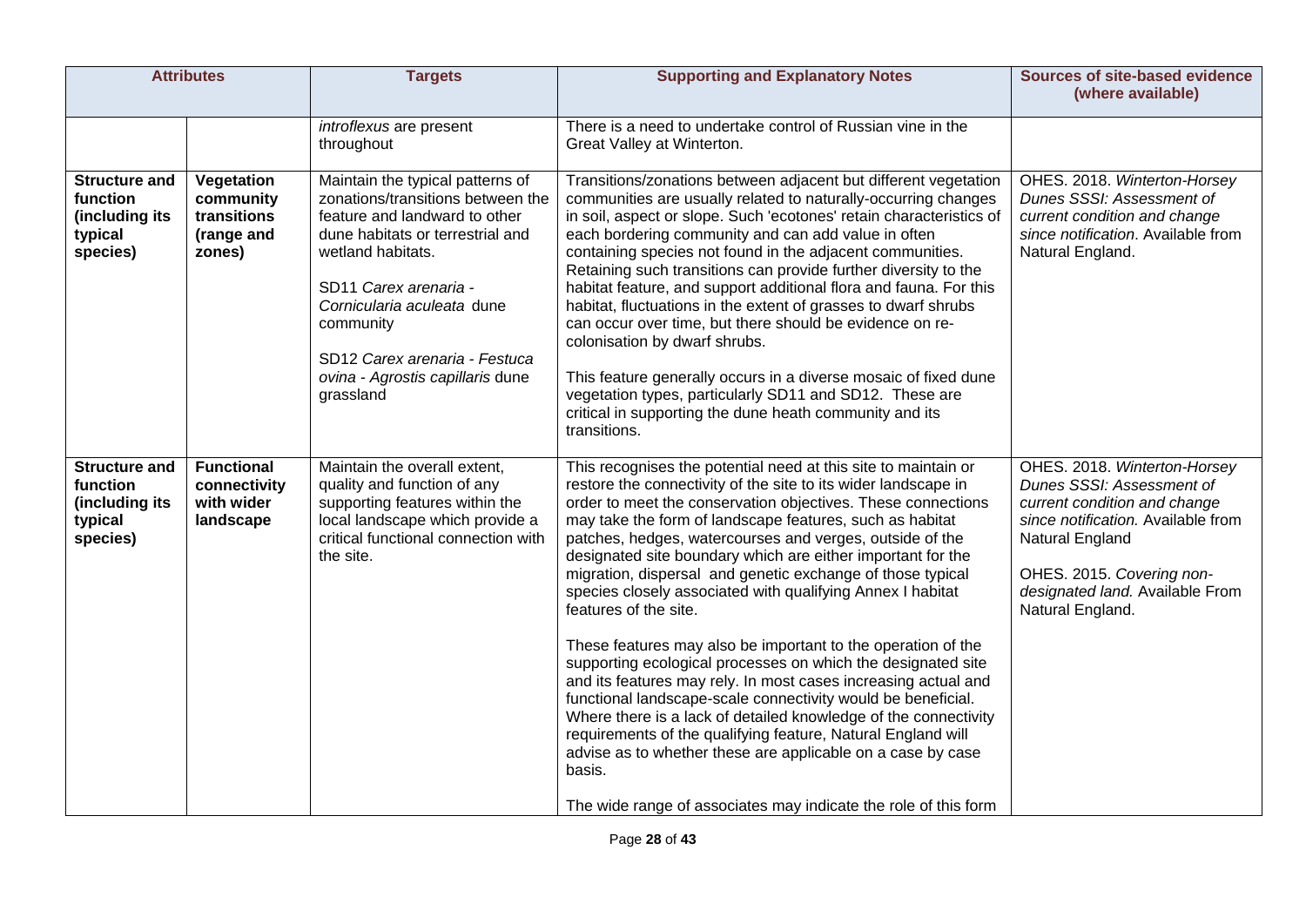| Attributes | | Targets | Supporting and Explanatory Notes | Sources of site-based evidence (where available) |
|---|---|---|---|---|
| | | *introflexus* are present throughout | There is a need to undertake control of Russian vine in the Great Valley at Winterton. | |
| **Structure and function (including its typical species)** | **Vegetation community transitions (range and zones)** | Maintain the typical patterns of zonations/transitions between the feature and landward to other dune habitats or terrestrial and wetland habitats.<br><br>SD11 *Carex arenaria - Cornicularia aculeata* dune community<br><br>SD12 *Carex arenaria - Festuca ovina - Agrostis capillaris* dune grassland | Transitions/zonations between adjacent but different vegetation communities are usually related to naturally-occurring changes in soil, aspect or slope. Such 'ecotones' retain characteristics of each bordering community and can add value in often containing species not found in the adjacent communities. Retaining such transitions can provide further diversity to the habitat feature, and support additional flora and fauna. For this habitat, fluctuations in the extent of grasses to dwarf shrubs can occur over time, but there should be evidence on re-colonisation by dwarf shrubs.<br><br>This feature generally occurs in a diverse mosaic of fixed dune vegetation types, particularly SD11 and SD12. These are critical in supporting the dune heath community and its transitions. | OHES. 2018. *Winterton-Horsey Dunes SSSI: Assessment of current condition and change since notification*. Available from Natural England. |
| **Structure and function (including its typical species)** | **Functional connectivity with wider landscape** | Maintain the overall extent, quality and function of any supporting features within the local landscape which provide a critical functional connection with the site. | This recognises the potential need at this site to maintain or restore the connectivity of the site to its wider landscape in order to meet the conservation objectives. These connections may take the form of landscape features, such as habitat patches, hedges, watercourses and verges, outside of the designated site boundary which are either important for the migration, dispersal and genetic exchange of those typical species closely associated with qualifying Annex I habitat features of the site.<br><br>These features may also be important to the operation of the supporting ecological processes on which the designated site and its features may rely. In most cases increasing actual and functional landscape-scale connectivity would be beneficial. Where there is a lack of detailed knowledge of the connectivity requirements of the qualifying feature, Natural England will advise as to whether these are applicable on a case by case basis.<br><br>The wide range of associates may indicate the role of this form | OHES. 2018. *Winterton-Horsey Dunes SSSI: Assessment of current condition and change since notification.* Available from Natural England<br><br>OHES. 2015. *Covering non-designated land.* Available From Natural England. |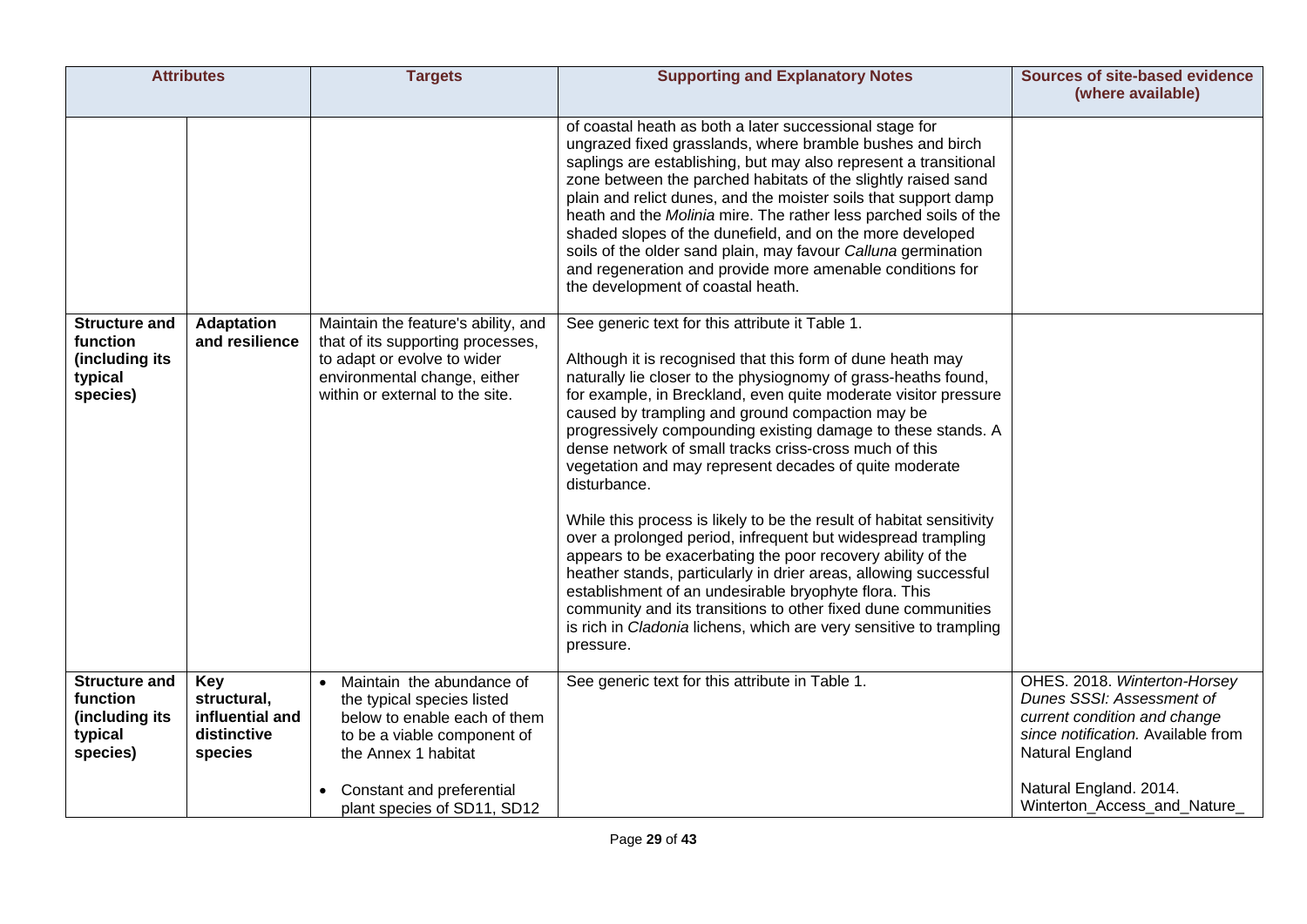| Attributes | | Targets | Supporting and Explanatory Notes | Sources of site-based evidence (where available) |
|---|---|---|---|---|
| | | | of coastal heath as both a later successional stage for ungrazed fixed grasslands, where bramble bushes and birch saplings are establishing, but may also represent a transitional zone between the parched habitats of the slightly raised sand plain and relict dunes, and the moister soils that support damp heath and the *Molinia* mire. The rather less parched soils of the shaded slopes of the dunefield, and on the more developed soils of the older sand plain, may favour *Calluna* germination and regeneration and provide more amenable conditions for the development of coastal heath. | |
| **Structure and function (including its typical species)** | **Adaptation and resilience** | Maintain the feature's ability, and that of its supporting processes, to adapt or evolve to wider environmental change, either within or external to the site. | See generic text for this attribute it Table 1.<br><br>Although it is recognised that this form of dune heath may naturally lie closer to the physiognomy of grass-heaths found, for example, in Breckland, even quite moderate visitor pressure caused by trampling and ground compaction may be progressively compounding existing damage to these stands. A dense network of small tracks criss-cross much of this vegetation and may represent decades of quite moderate disturbance.<br><br>While this process is likely to be the result of habitat sensitivity over a prolonged period, infrequent but widespread trampling appears to be exacerbating the poor recovery ability of the heather stands, particularly in drier areas, allowing successful establishment of an undesirable bryophyte flora. This community and its transitions to other fixed dune communities is rich in *Cladonia* lichens, which are very sensitive to trampling pressure. | |
| **Structure and function (including its typical species)** | **Key structural, influential and distinctive species** | • Maintain the abundance of the typical species listed below to enable each of them to be a viable component of the Annex 1 habitat<br><br>• Constant and preferential plant species of SD11, SD12 | See generic text for this attribute in Table 1. | OHES. 2018. *Winterton-Horsey Dunes SSSI: Assessment of current condition and change since notification.* Available from Natural England<br><br>Natural England. 2014. Winterton_Access_and_Nature_ |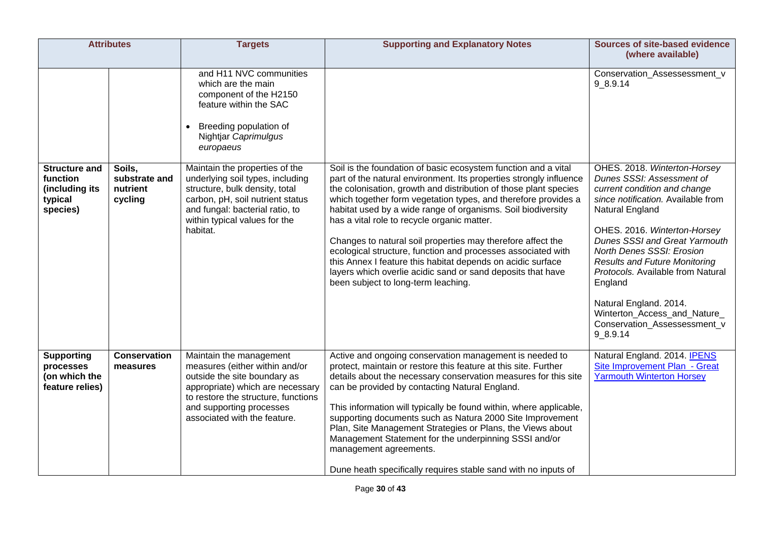| Attributes | | Targets | Supporting and Explanatory Notes | Sources of site-based evidence (where available) |
|---|---|---|---|---|
| | | and H11 NVC communities which are the main component of the H2150 feature within the SAC<br><br>• Breeding population of Nightjar *Caprimulgus europaeus* | | Conservation_Assessessment_v 9_8.9.14 |
| **Structure and function (including its typical species)** | **Soils, substrate and nutrient cycling** | Maintain the properties of the underlying soil types, including structure, bulk density, total carbon, pH, soil nutrient status and fungal: bacterial ratio, to within typical values for the habitat. | Soil is the foundation of basic ecosystem function and a vital part of the natural environment. Its properties strongly influence the colonisation, growth and distribution of those plant species which together form vegetation types, and therefore provides a habitat used by a wide range of organisms. Soil biodiversity has a vital role to recycle organic matter.<br><br>Changes to natural soil properties may therefore affect the ecological structure, function and processes associated with this Annex I feature this habitat depends on acidic surface layers which overlie acidic sand or sand deposits that have been subject to long-term leaching. | OHES. 2018. *Winterton-Horsey Dunes SSSI: Assessment of current condition and change since notification.* Available from Natural England<br><br>OHES. 2016. *Winterton-Horsey Dunes SSSI and Great Yarmouth North Denes SSSI: Erosion Results and Future Monitoring Protocols.* Available from Natural England<br><br>Natural England. 2014. Winterton_Access_and_Nature_ Conservation_Assessessment_v 9_8.9.14 |
| **Supporting processes (on which the feature relies)** | **Conservation measures** | Maintain the management measures (either within and/or outside the site boundary as appropriate) which are necessary to restore the structure, functions and supporting processes associated with the feature. | Active and ongoing conservation management is needed to protect, maintain or restore this feature at this site. Further details about the necessary conservation measures for this site can be provided by contacting Natural England.<br><br>This information will typically be found within, where applicable, supporting documents such as Natura 2000 Site Improvement Plan, Site Management Strategies or Plans, the Views about Management Statement for the underpinning SSSI and/or management agreements.<br><br>Dune heath specifically requires stable sand with no inputs of | Natural England. 2014. IPENS Site Improvement Plan - Great Yarmouth Winterton Horsey |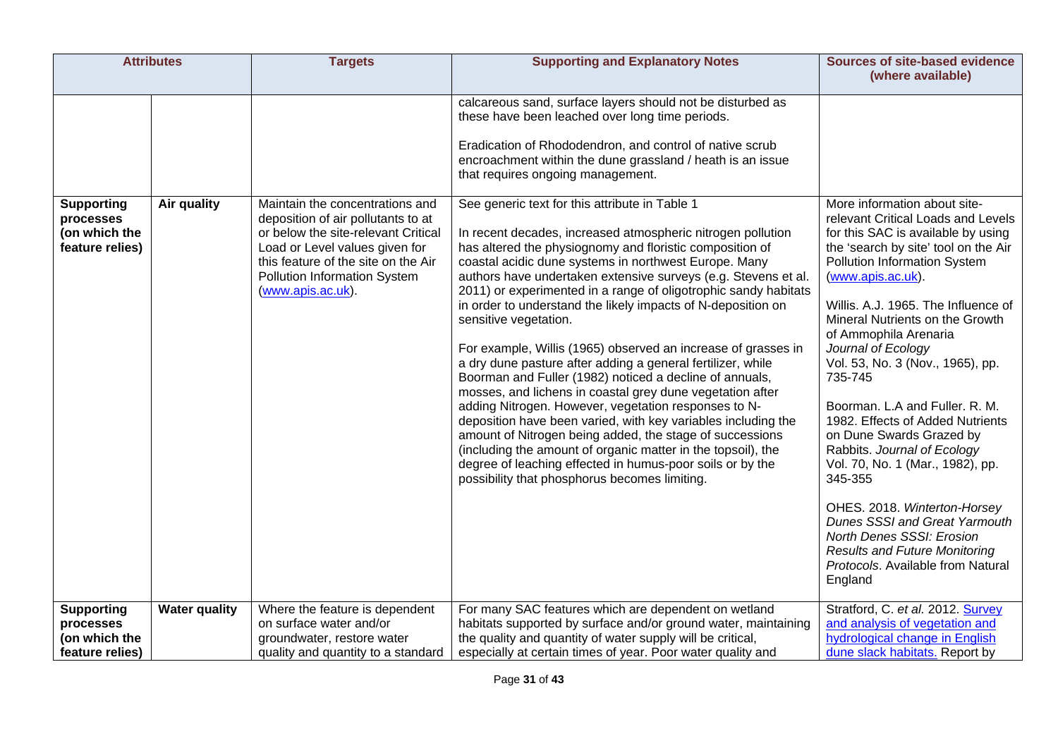| Attributes | | Targets | Supporting and Explanatory Notes | Sources of site-based evidence (where available) |
|---|---|---|---|---|
| | | | calcareous sand, surface layers should not be disturbed as these have been leached over long time periods.<br><br>Eradication of Rhododendron, and control of native scrub encroachment within the dune grassland / heath is an issue that requires ongoing management. | |
| **Supporting processes (on which the feature relies)** | **Air quality** | Maintain the concentrations and deposition of air pollutants to at or below the site-relevant Critical Load or Level values given for this feature of the site on the Air Pollution Information System ([www.apis.ac.uk](www.apis.ac.uk)). | See generic text for this attribute in Table 1<br><br>In recent decades, increased atmospheric nitrogen pollution has altered the physiognomy and floristic composition of coastal acidic dune systems in northwest Europe. Many authors have undertaken extensive surveys (e.g. Stevens et al. 2011) or experimented in a range of oligotrophic sandy habitats in order to understand the likely impacts of N-deposition on sensitive vegetation.<br><br>For example, Willis (1965) observed an increase of grasses in a dry dune pasture after adding a general fertilizer, while Boorman and Fuller (1982) noticed a decline of annuals, mosses, and lichens in coastal grey dune vegetation after adding Nitrogen. However, vegetation responses to N-deposition have been varied, with key variables including the amount of Nitrogen being added, the stage of successions (including the amount of organic matter in the topsoil), the degree of leaching effected in humus-poor soils or by the possibility that phosphorus becomes limiting. | More information about site-relevant Critical Loads and Levels for this SAC is available by using the 'search by site' tool on the Air Pollution Information System ([www.apis.ac.uk](www.apis.ac.uk)).<br><br>Willis. A.J. 1965. The Influence of Mineral Nutrients on the Growth of Ammophila Arenaria *Journal of Ecology* Vol. 53, No. 3 (Nov., 1965), pp. 735-745<br><br>Boorman. L.A and Fuller. R. M. 1982. Effects of Added Nutrients on Dune Swards Grazed by Rabbits. *Journal of Ecology* Vol. 70, No. 1 (Mar., 1982), pp. 345-355<br><br>OHES. 2018. *Winterton-Horsey Dunes SSSI and Great Yarmouth North Denes SSSI: Erosion Results and Future Monitoring Protocols*. Available from Natural England |
| **Supporting processes (on which the feature relies)** | **Water quality** | Where the feature is dependent on surface water and/or groundwater, restore water quality and quantity to a standard | For many SAC features which are dependent on wetland habitats supported by surface and/or ground water, maintaining the quality and quantity of water supply will be critical, especially at certain times of year. Poor water quality and | Stratford, C. *et al.* 2012. Survey and analysis of vegetation and hydrological change in English dune slack habitats. Report by |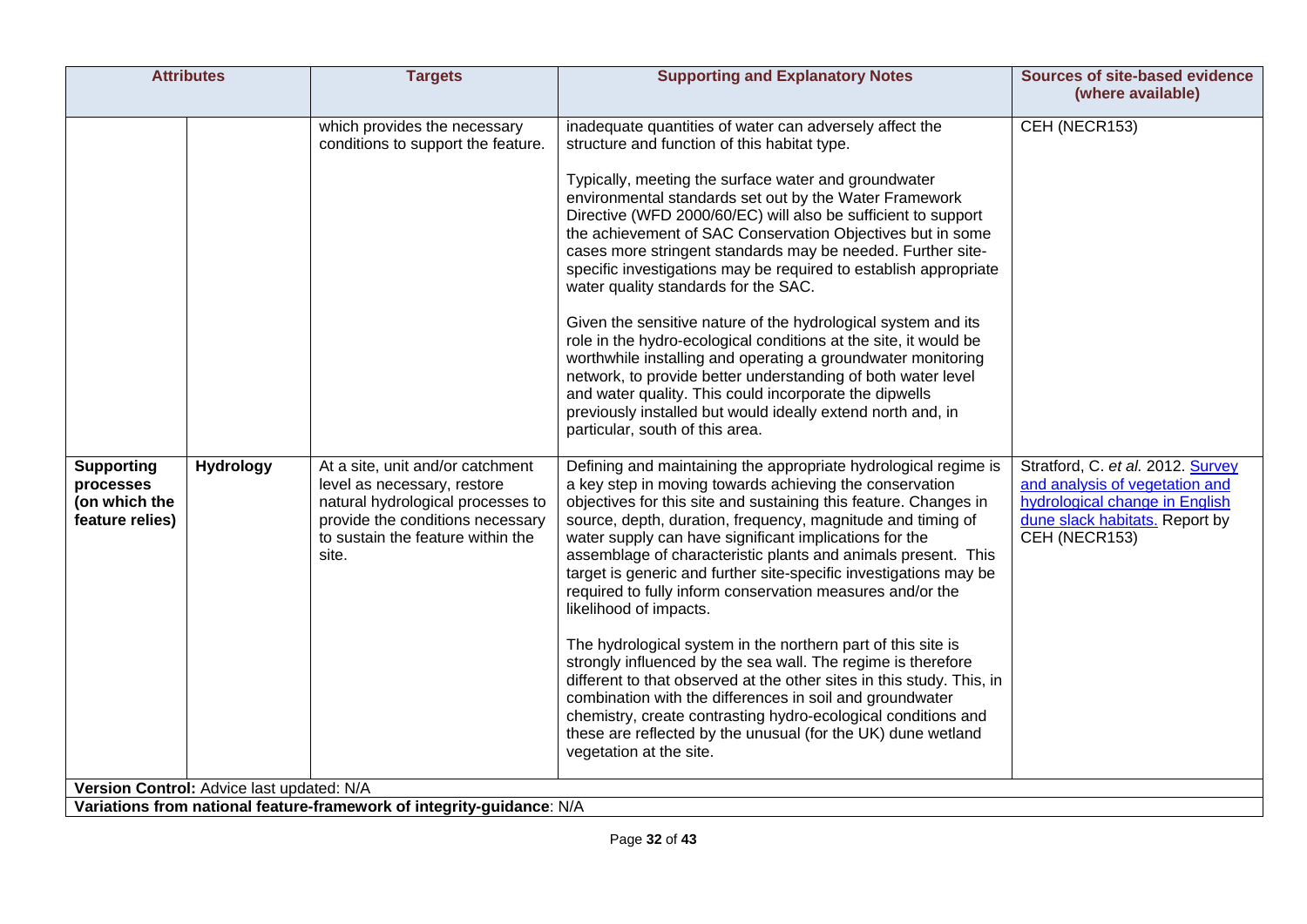| **Attributes** | | **Targets** | **Supporting and Explanatory Notes** | **Sources of site-based evidence (where available)** |
|---|---|---|---|---|
| | | which provides the necessary conditions to support the feature. | inadequate quantities of water can adversely affect the structure and function of this habitat type.<br><br>Typically, meeting the surface water and groundwater environmental standards set out by the Water Framework Directive (WFD 2000/60/EC) will also be sufficient to support the achievement of SAC Conservation Objectives but in some cases more stringent standards may be needed. Further site-specific investigations may be required to establish appropriate water quality standards for the SAC.<br><br>Given the sensitive nature of the hydrological system and its role in the hydro-ecological conditions at the site, it would be worthwhile installing and operating a groundwater monitoring network, to provide better understanding of both water level and water quality. This could incorporate the dipwells previously installed but would ideally extend north and, in particular, south of this area. | CEH (NECR153) |
| **Supporting processes (on which the feature relies)** | **Hydrology** | At a site, unit and/or catchment level as necessary, restore natural hydrological processes to provide the conditions necessary to sustain the feature within the site. | Defining and maintaining the appropriate hydrological regime is a key step in moving towards achieving the conservation objectives for this site and sustaining this feature. Changes in source, depth, duration, frequency, magnitude and timing of water supply can have significant implications for the assemblage of characteristic plants and animals present. This target is generic and further site-specific investigations may be required to fully inform conservation measures and/or the likelihood of impacts.<br><br>The hydrological system in the northern part of this site is strongly influenced by the sea wall. The regime is therefore different to that observed at the other sites in this study. This, in combination with the differences in soil and groundwater chemistry, create contrasting hydro-ecological conditions and these are reflected by the unusual (for the UK) dune wetland vegetation at the site. | Stratford, C. *et al.* 2012. Survey and analysis of vegetation and hydrological change in English dune slack habitats. Report by CEH (NECR153) |

**Version Control:** Advice last updated: N/A

**Variations from national feature-framework of integrity-guidance**: N/A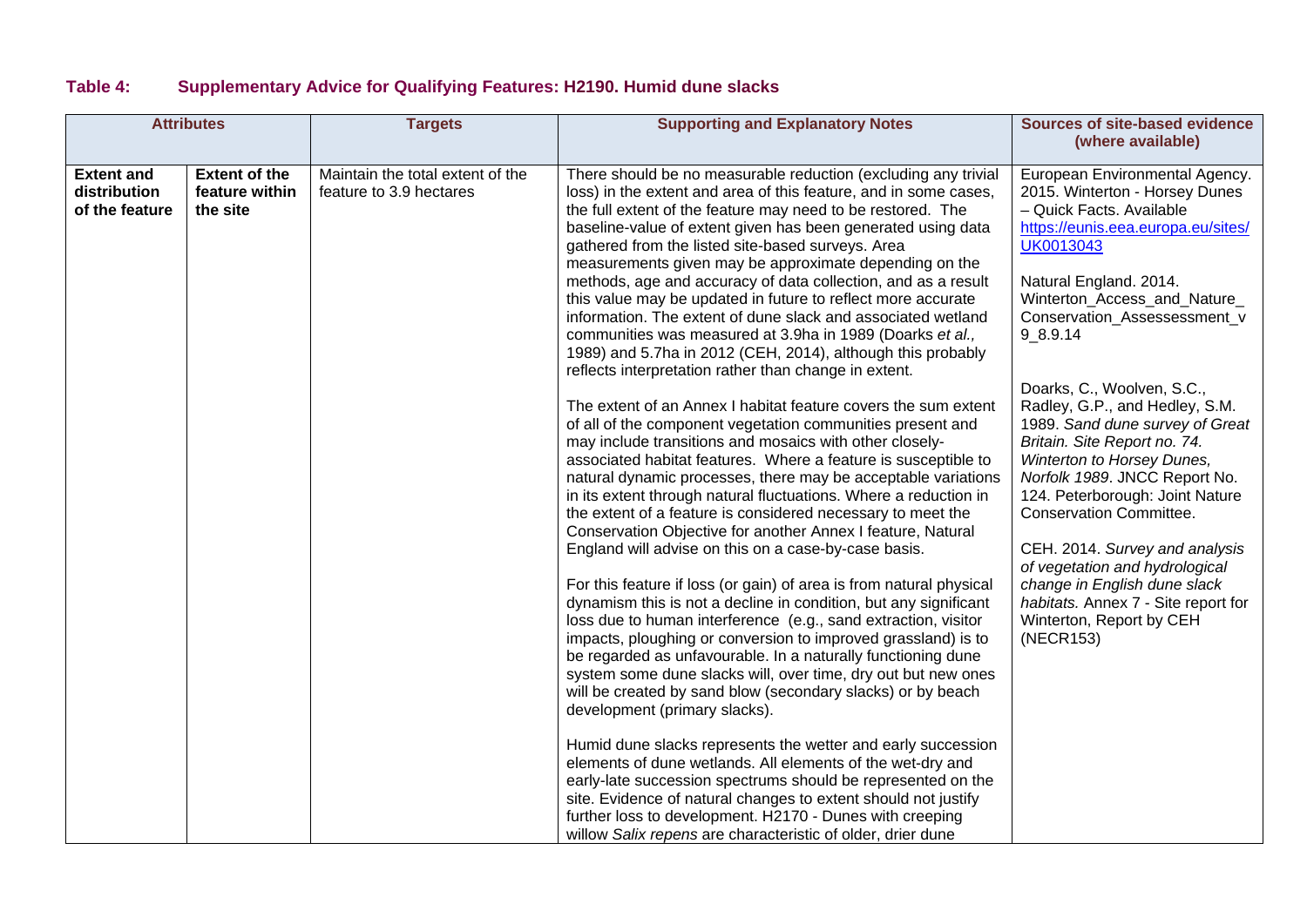**Table 4: Supplementary Advice for Qualifying Features: H2190. Humid dune slacks**

| Attributes | | Targets | Supporting and Explanatory Notes | Sources of site-based evidence (where available) |
|---|---|---|---|---|
| **Extent and distribution of the feature** | **Extent of the feature within the site** | Maintain the total extent of the feature to 3.9 hectares | There should be no measurable reduction (excluding any trivial loss) in the extent and area of this feature, and in some cases, the full extent of the feature may need to be restored. The baseline-value of extent given has been generated using data gathered from the listed site-based surveys. Area measurements given may be approximate depending on the methods, age and accuracy of data collection, and as a result this value may be updated in future to reflect more accurate information. The extent of dune slack and associated wetland communities was measured at 3.9ha in 1989 (Doarks *et al.,* 1989) and 5.7ha in 2012 (CEH, 2014), although this probably reflects interpretation rather than change in extent.<br><br>The extent of an Annex I habitat feature covers the sum extent of all of the component vegetation communities present and may include transitions and mosaics with other closely-associated habitat features. Where a feature is susceptible to natural dynamic processes, there may be acceptable variations in its extent through natural fluctuations. Where a reduction in the extent of a feature is considered necessary to meet the Conservation Objective for another Annex I feature, Natural England will advise on this on a case-by-case basis.<br><br>For this feature if loss (or gain) of area is from natural physical dynamism this is not a decline in condition, but any significant loss due to human interference (e.g., sand extraction, visitor impacts, ploughing or conversion to improved grassland) is to be regarded as unfavourable. In a naturally functioning dune system some dune slacks will, over time, dry out but new ones will be created by sand blow (secondary slacks) or by beach development (primary slacks).<br><br>Humid dune slacks represents the wetter and early succession elements of dune wetlands. All elements of the wet-dry and early-late succession spectrums should be represented on the site. Evidence of natural changes to extent should not justify further loss to development. H2170 - Dunes with creeping willow *Salix repens* are characteristic of older, drier dune | European Environmental Agency. 2015. Winterton - Horsey Dunes – Quick Facts. Available https://eunis.eea.europa.eu/sites/UK0013043<br><br>Natural England. 2014. Winterton_Access_and_Nature_Conservation_Assessessment_v9_8.9.14<br><br>Doarks, C., Woolven, S.C., Radley, G.P., and Hedley, S.M. 1989. *Sand dune survey of Great Britain. Site Report no. 74. Winterton to Horsey Dunes, Norfolk 1989*. JNCC Report No. 124. Peterborough: Joint Nature Conservation Committee.<br><br>CEH. 2014. *Survey and analysis of vegetation and hydrological change in English dune slack habitats.* Annex 7 - Site report for Winterton, Report by CEH (NECR153) |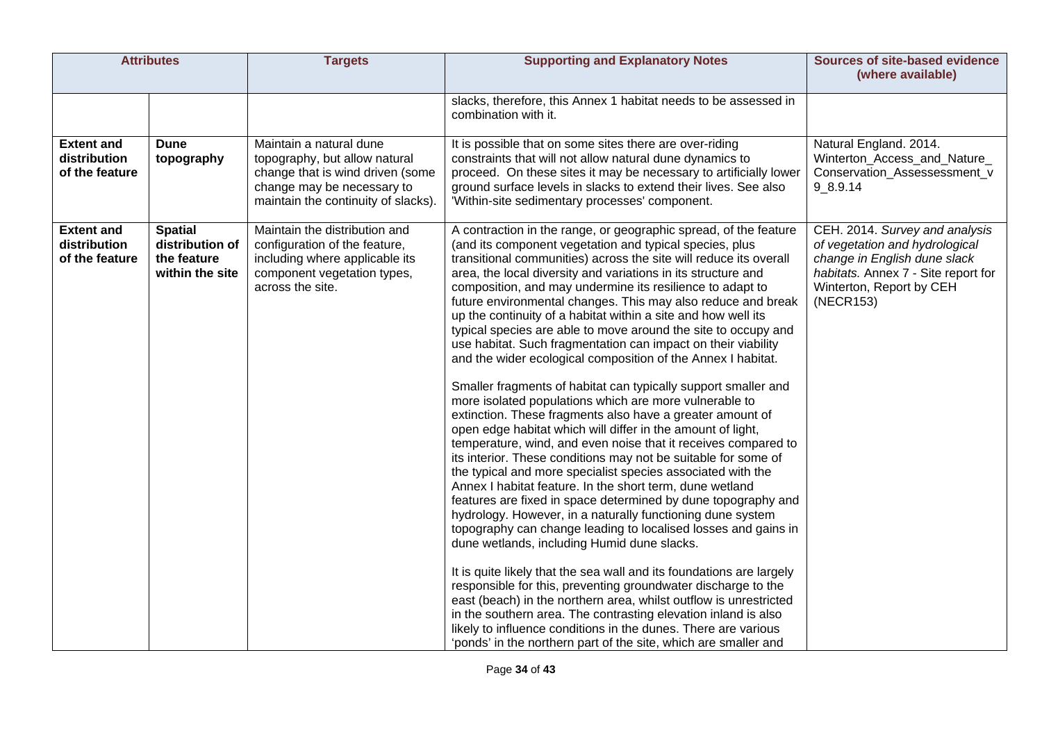| Attributes | | Targets | Supporting and Explanatory Notes | Sources of site-based evidence (where available) |
|---|---|---|---|---|
| | | | slacks, therefore, this Annex 1 habitat needs to be assessed in combination with it. | |
| **Extent and distribution of the feature** | **Dune topography** | Maintain a natural dune topography, but allow natural change that is wind driven (some change may be necessary to maintain the continuity of slacks). | It is possible that on some sites there are over-riding constraints that will not allow natural dune dynamics to proceed. On these sites it may be necessary to artificially lower ground surface levels in slacks to extend their lives. See also 'Within-site sedimentary processes' component. | Natural England. 2014. Winterton_Access_and_Nature_Conservation_Assessessment_v9_8.9.14 |
| **Extent and distribution of the feature** | **Spatial distribution of the feature within the site** | Maintain the distribution and configuration of the feature, including where applicable its component vegetation types, across the site. | A contraction in the range, or geographic spread, of the feature (and its component vegetation and typical species, plus transitional communities) across the site will reduce its overall area, the local diversity and variations in its structure and composition, and may undermine its resilience to adapt to future environmental changes. This may also reduce and break up the continuity of a habitat within a site and how well its typical species are able to move around the site to occupy and use habitat. Such fragmentation can impact on their viability and the wider ecological composition of the Annex I habitat.<br><br>Smaller fragments of habitat can typically support smaller and more isolated populations which are more vulnerable to extinction. These fragments also have a greater amount of open edge habitat which will differ in the amount of light, temperature, wind, and even noise that it receives compared to its interior. These conditions may not be suitable for some of the typical and more specialist species associated with the Annex I habitat feature. In the short term, dune wetland features are fixed in space determined by dune topography and hydrology. However, in a naturally functioning dune system topography can change leading to localised losses and gains in dune wetlands, including Humid dune slacks.<br><br>It is quite likely that the sea wall and its foundations are largely responsible for this, preventing groundwater discharge to the east (beach) in the northern area, whilst outflow is unrestricted in the southern area. The contrasting elevation inland is also likely to influence conditions in the dunes. There are various 'ponds' in the northern part of the site, which are smaller and | CEH. 2014. *Survey and analysis of vegetation and hydrological change in English dune slack habitats.* Annex 7 - Site report for Winterton, Report by CEH (NECR153) |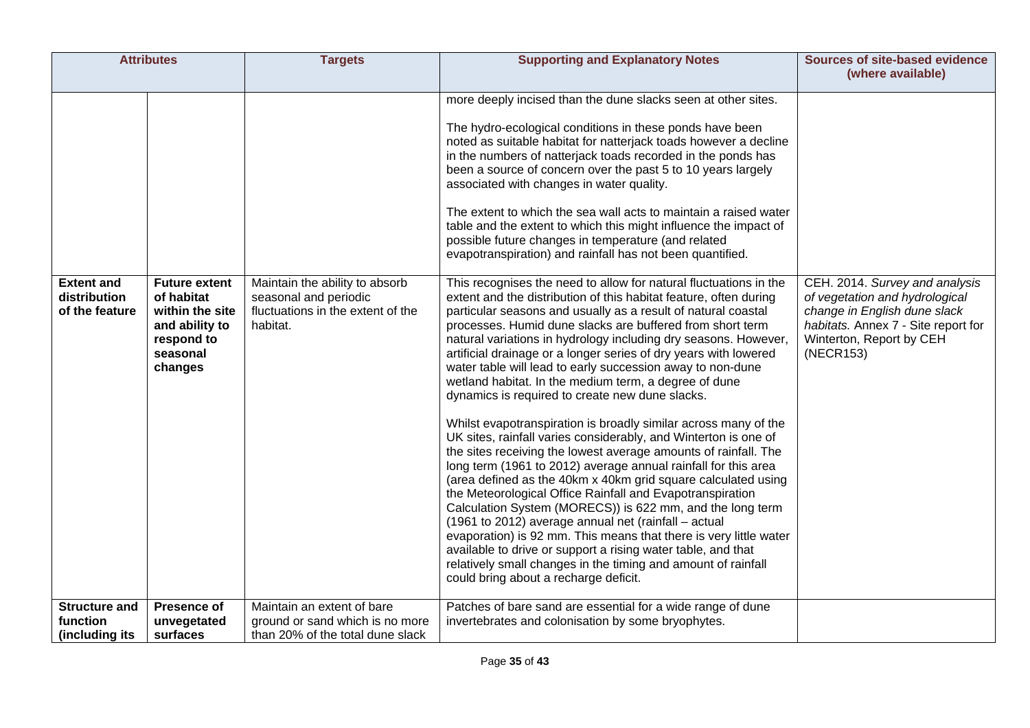| Attributes | | Targets | Supporting and Explanatory Notes | Sources of site-based evidence (where available) |
|---|---|---|---|---|
| | | | more deeply incised than the dune slacks seen at other sites.<br><br>The hydro-ecological conditions in these ponds have been noted as suitable habitat for natterjack toads however a decline in the numbers of natterjack toads recorded in the ponds has been a source of concern over the past 5 to 10 years largely associated with changes in water quality.<br><br>The extent to which the sea wall acts to maintain a raised water table and the extent to which this might influence the impact of possible future changes in temperature (and related evapotranspiration) and rainfall has not been quantified. | |
| **Extent and distribution of the feature** | **Future extent of habitat within the site and ability to respond to seasonal changes** | Maintain the ability to absorb seasonal and periodic fluctuations in the extent of the habitat. | This recognises the need to allow for natural fluctuations in the extent and the distribution of this habitat feature, often during particular seasons and usually as a result of natural coastal processes. Humid dune slacks are buffered from short term natural variations in hydrology including dry seasons. However, artificial drainage or a longer series of dry years with lowered water table will lead to early succession away to non-dune wetland habitat. In the medium term, a degree of dune dynamics is required to create new dune slacks.<br><br>Whilst evapotranspiration is broadly similar across many of the UK sites, rainfall varies considerably, and Winterton is one of the sites receiving the lowest average amounts of rainfall. The long term (1961 to 2012) average annual rainfall for this area (area defined as the 40km x 40km grid square calculated using the Meteorological Office Rainfall and Evapotranspiration Calculation System (MORECS)) is 622 mm, and the long term (1961 to 2012) average annual net (rainfall – actual evaporation) is 92 mm. This means that there is very little water available to drive or support a rising water table, and that relatively small changes in the timing and amount of rainfall could bring about a recharge deficit. | CEH. 2014. *Survey and analysis of vegetation and hydrological change in English dune slack habitats.* Annex 7 - Site report for Winterton, Report by CEH (NECR153) |
| **Structure and function (including its** | **Presence of unvegetated surfaces** | Maintain an extent of bare ground or sand which is no more than 20% of the total dune slack | Patches of bare sand are essential for a wide range of dune invertebrates and colonisation by some bryophytes. | |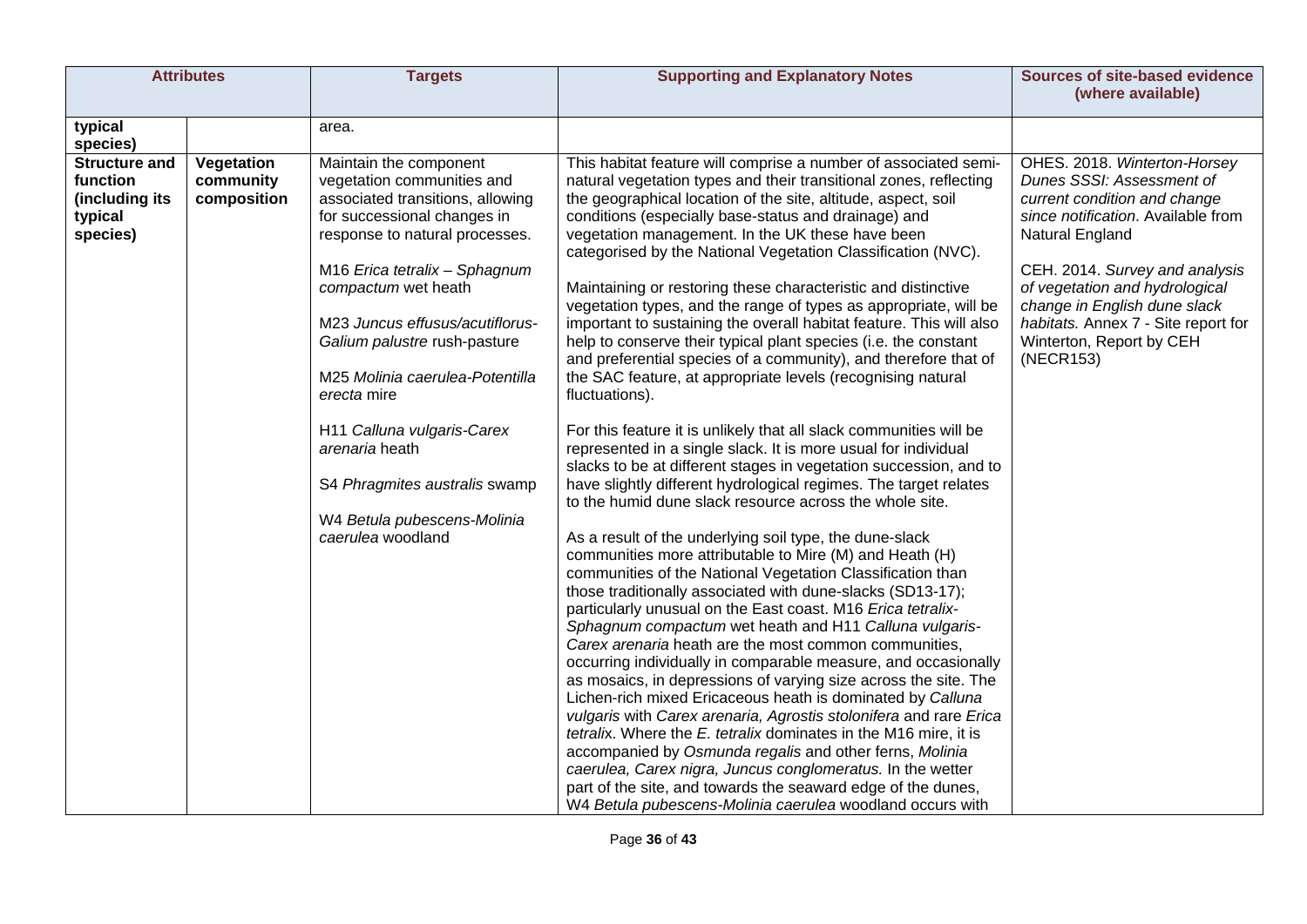| Attributes | | Targets | Supporting and Explanatory Notes | Sources of site-based evidence (where available) |
|---|---|---|---|---|
| **typical species)** | | area. | | |
| **Structure and function (including its typical species)** | **Vegetation community composition** | Maintain the component vegetation communities and associated transitions, allowing for successional changes in response to natural processes.<br><br>M16 *Erica tetralix – Sphagnum compactum* wet heath<br><br>M23 *Juncus effusus/acutiflorus-Galium palustre* rush-pasture<br><br>M25 *Molinia caerulea-Potentilla erecta* mire<br><br>H11 *Calluna vulgaris-Carex arenaria* heath<br><br>S4 *Phragmites australis* swamp<br><br>W4 *Betula pubescens-Molinia caerulea* woodland | This habitat feature will comprise a number of associated semi-natural vegetation types and their transitional zones, reflecting the geographical location of the site, altitude, aspect, soil conditions (especially base-status and drainage) and vegetation management. In the UK these have been categorised by the National Vegetation Classification (NVC).<br><br>Maintaining or restoring these characteristic and distinctive vegetation types, and the range of types as appropriate, will be important to sustaining the overall habitat feature. This will also help to conserve their typical plant species (i.e. the constant and preferential species of a community), and therefore that of the SAC feature, at appropriate levels (recognising natural fluctuations).<br><br>For this feature it is unlikely that all slack communities will be represented in a single slack. It is more usual for individual slacks to be at different stages in vegetation succession, and to have slightly different hydrological regimes. The target relates to the humid dune slack resource across the whole site.<br><br>As a result of the underlying soil type, the dune-slack communities more attributable to Mire (M) and Heath (H) communities of the National Vegetation Classification than those traditionally associated with dune-slacks (SD13-17); particularly unusual on the East coast. M16 *Erica tetralix-Sphagnum compactum* wet heath and H11 *Calluna vulgaris-Carex arenaria* heath are the most common communities, occurring individually in comparable measure, and occasionally as mosaics, in depressions of varying size across the site. The Lichen-rich mixed Ericaceous heath is dominated by *Calluna vulgaris* with *Carex arenaria, Agrostis stolonifera* and rare *Erica tetralix*. Where the *E. tetralix* dominates in the M16 mire, it is accompanied by *Osmunda regalis* and other ferns, *Molinia caerulea, Carex nigra, Juncus conglomeratus.* In the wetter part of the site, and towards the seaward edge of the dunes, W4 *Betula pubescens-Molinia caerulea* woodland occurs with | OHES. 2018. *Winterton-Horsey Dunes SSSI: Assessment of current condition and change since notification*. Available from Natural England<br><br>CEH. 2014. *Survey and analysis of vegetation and hydrological change in English dune slack habitats.* Annex 7 - Site report for Winterton, Report by CEH (NECR153) |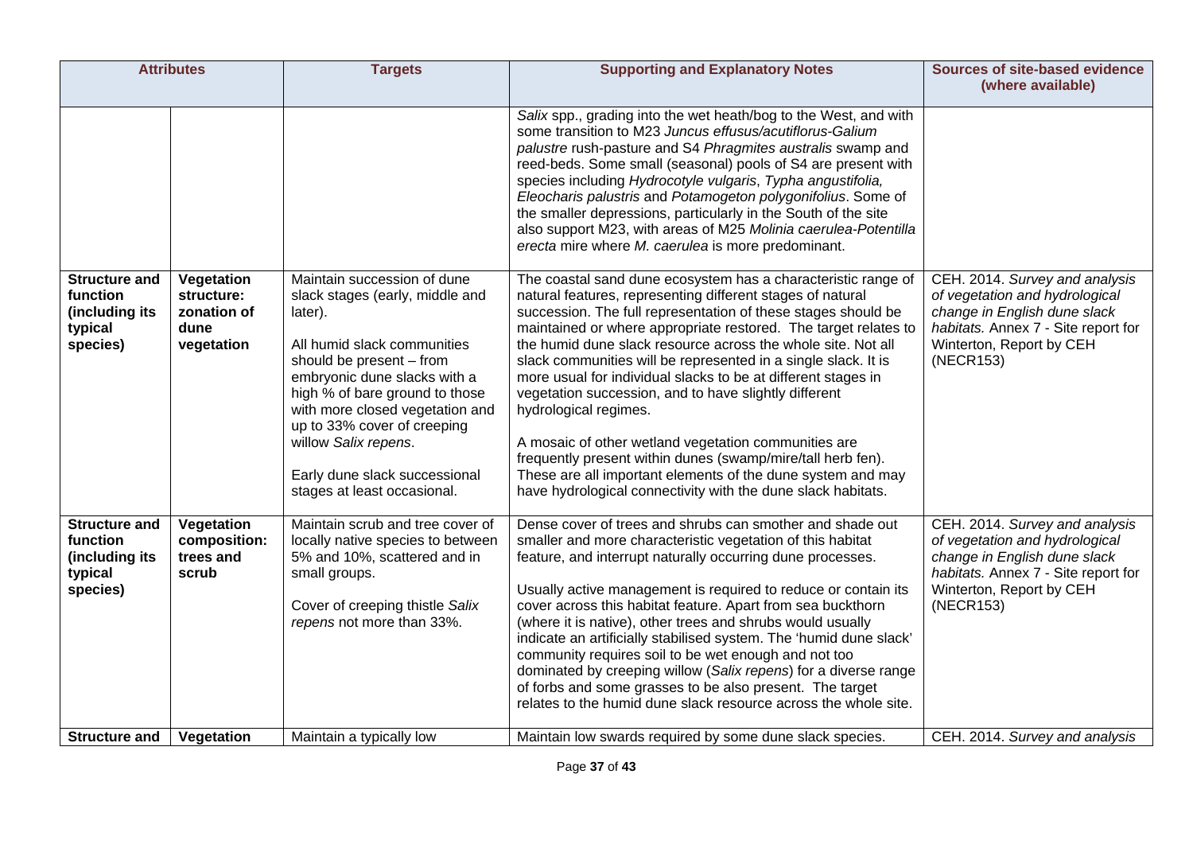| Attributes | | Targets | Supporting and Explanatory Notes | Sources of site-based evidence (where available) |
|---|---|---|---|---|
| | | | *Salix* spp., grading into the wet heath/bog to the West, and with some transition to M23 *Juncus effusus/acutiflorus-Galium palustre* rush-pasture and S4 *Phragmites australis* swamp and reed-beds. Some small (seasonal) pools of S4 are present with species including *Hydrocotyle vulgaris*, *Typha angustifolia, Eleocharis palustris* and *Potamogeton polygonifolius*. Some of the smaller depressions, particularly in the South of the site also support M23, with areas of M25 *Molinia caerulea-Potentilla erecta* mire where *M. caerulea* is more predominant. | |
| **Structure and function (including its typical species)** | **Vegetation structure: zonation of dune vegetation** | Maintain succession of dune slack stages (early, middle and later).<br><br>All humid slack communities should be present – from embryonic dune slacks with a high % of bare ground to those with more closed vegetation and up to 33% cover of creeping willow *Salix repens*.<br><br>Early dune slack successional stages at least occasional. | The coastal sand dune ecosystem has a characteristic range of natural features, representing different stages of natural succession. The full representation of these stages should be maintained or where appropriate restored. The target relates to the humid dune slack resource across the whole site. Not all slack communities will be represented in a single slack. It is more usual for individual slacks to be at different stages in vegetation succession, and to have slightly different hydrological regimes.<br><br>A mosaic of other wetland vegetation communities are frequently present within dunes (swamp/mire/tall herb fen). These are all important elements of the dune system and may have hydrological connectivity with the dune slack habitats. | CEH. 2014. *Survey and analysis of vegetation and hydrological change in English dune slack habitats.* Annex 7 - Site report for Winterton, Report by CEH (NECR153) |
| **Structure and function (including its typical species)** | **Vegetation composition: trees and scrub** | Maintain scrub and tree cover of locally native species to between 5% and 10%, scattered and in small groups.<br><br>Cover of creeping thistle *Salix repens* not more than 33%. | Dense cover of trees and shrubs can smother and shade out smaller and more characteristic vegetation of this habitat feature, and interrupt naturally occurring dune processes.<br><br>Usually active management is required to reduce or contain its cover across this habitat feature. Apart from sea buckthorn (where it is native), other trees and shrubs would usually indicate an artificially stabilised system. The 'humid dune slack' community requires soil to be wet enough and not too dominated by creeping willow (*Salix repens*) for a diverse range of forbs and some grasses to be also present. The target relates to the humid dune slack resource across the whole site. | CEH. 2014. *Survey and analysis of vegetation and hydrological change in English dune slack habitats.* Annex 7 - Site report for Winterton, Report by CEH (NECR153) |
| **Structure and** | **Vegetation** | Maintain a typically low | Maintain low swards required by some dune slack species. | CEH. 2014. *Survey and analysis* |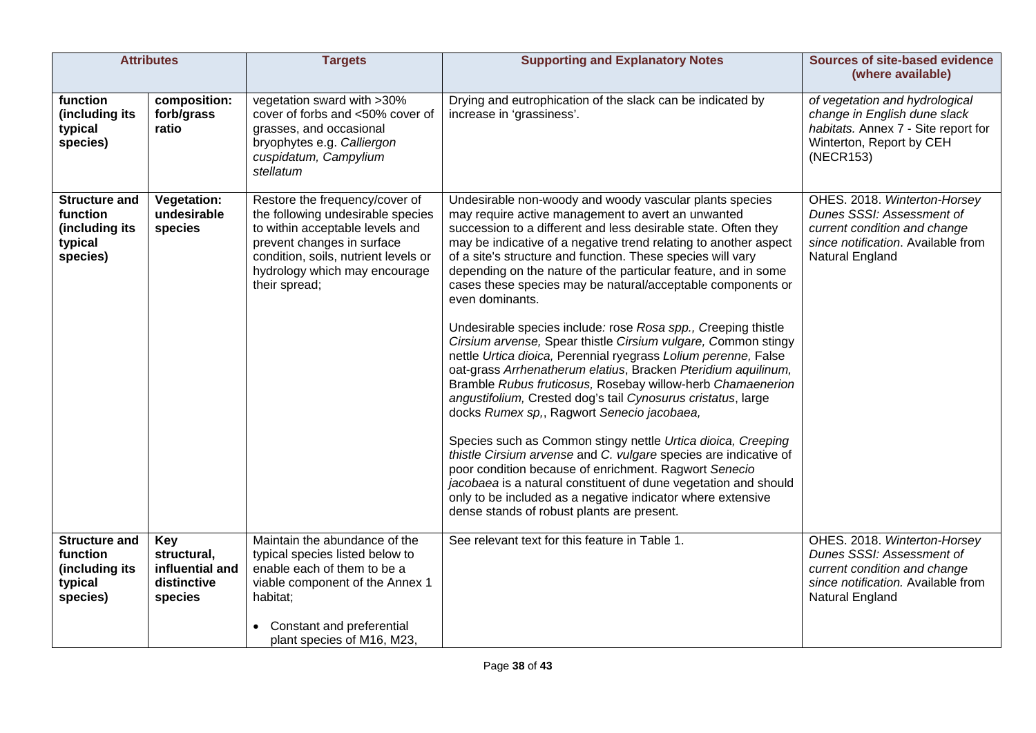| Attributes | | Targets | Supporting and Explanatory Notes | Sources of site-based evidence (where available) |
|---|---|---|---|---|
| function (including its typical species) | composition: forb/grass ratio | vegetation sward with >30% cover of forbs and <50% cover of grasses, and occasional bryophytes e.g. *Calliergon cuspidatum, Campylium stellatum* | Drying and eutrophication of the slack can be indicated by increase in 'grassiness'. | *of vegetation and hydrological change in English dune slack habitats.* Annex 7 - Site report for Winterton, Report by CEH (NECR153) |
| **Structure and function (including its typical species)** | **Vegetation: undesirable species** | Restore the frequency/cover of the following undesirable species to within acceptable levels and prevent changes in surface condition, soils, nutrient levels or hydrology which may encourage their spread; | Undesirable non-woody and woody vascular plants species may require active management to avert an unwanted succession to a different and less desirable state. Often they may be indicative of a negative trend relating to another aspect of a site's structure and function. These species will vary depending on the nature of the particular feature, and in some cases these species may be natural/acceptable components or even dominants.<br><br>Undesirable species include*:* rose *Rosa spp., C*reeping thistle *Cirsium arvense,* Spear thistle *Cirsium vulgare,* Common stingy nettle *Urtica dioica,* Perennial ryegrass *Lolium perenne,* False oat-grass *Arrhenatherum elatius*, Bracken *Pteridium aquilinum,* Bramble *Rubus fruticosus,* Rosebay willow-herb *Chamaenerion angustifolium,* Crested dog's tail *Cynosurus cristatus*, large docks *Rumex sp,*, Ragwort *Senecio jacobaea,*<br><br>Species such as Common stingy nettle *Urtica dioica, Creeping thistle Cirsium arvense* and *C. vulgare* species are indicative of poor condition because of enrichment. Ragwort *Senecio jacobaea* is a natural constituent of dune vegetation and should only to be included as a negative indicator where extensive dense stands of robust plants are present. | OHES. 2018. *Winterton-Horsey Dunes SSSI: Assessment of current condition and change since notification*. Available from Natural England |
| **Structure and function (including its typical species)** | **Key structural, influential and distinctive species** | Maintain the abundance of the typical species listed below to enable each of them to be a viable component of the Annex 1 habitat;<br><br>• Constant and preferential plant species of M16, M23, | See relevant text for this feature in Table 1. | OHES. 2018. *Winterton-Horsey Dunes SSSI: Assessment of current condition and change since notification.* Available from Natural England |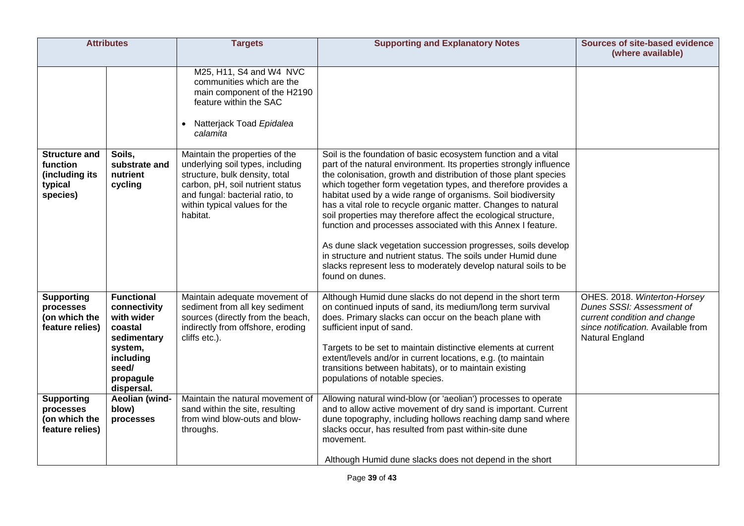| Attributes | | Targets | Supporting and Explanatory Notes | Sources of site-based evidence (where available) |
|---|---|---|---|---|
| | | M25, H11, S4 and W4 NVC communities which are the main component of the H2190 feature within the SAC<br><br>• Natterjack Toad *Epidalea calamita* | | |
| **Structure and function (including its typical species)** | **Soils, substrate and nutrient cycling** | Maintain the properties of the underlying soil types, including structure, bulk density, total carbon, pH, soil nutrient status and fungal: bacterial ratio, to within typical values for the habitat. | Soil is the foundation of basic ecosystem function and a vital part of the natural environment. Its properties strongly influence the colonisation, growth and distribution of those plant species which together form vegetation types, and therefore provides a habitat used by a wide range of organisms. Soil biodiversity has a vital role to recycle organic matter. Changes to natural soil properties may therefore affect the ecological structure, function and processes associated with this Annex I feature.<br><br>As dune slack vegetation succession progresses, soils develop in structure and nutrient status. The soils under Humid dune slacks represent less to moderately develop natural soils to be found on dunes. | |
| **Supporting processes (on which the feature relies)** | **Functional connectivity with wider coastal sedimentary system, including seed/ propagule dispersal.** | Maintain adequate movement of sediment from all key sediment sources (directly from the beach, indirectly from offshore, eroding cliffs etc.). | Although Humid dune slacks do not depend in the short term on continued inputs of sand, its medium/long term survival does. Primary slacks can occur on the beach plane with sufficient input of sand.<br><br>Targets to be set to maintain distinctive elements at current extent/levels and/or in current locations, e.g. (to maintain transitions between habitats), or to maintain existing populations of notable species. | OHES. 2018. *Winterton-Horsey Dunes SSSI: Assessment of current condition and change since notification.* Available from Natural England |
| **Supporting processes (on which the feature relies)** | **Aeolian (wind-blow) processes** | Maintain the natural movement of sand within the site, resulting from wind blow-outs and blow-throughs. | Allowing natural wind-blow (or 'aeolian') processes to operate and to allow active movement of dry sand is important. Current dune topography, including hollows reaching damp sand where slacks occur, has resulted from past within-site dune movement.<br><br>Although Humid dune slacks does not depend in the short | |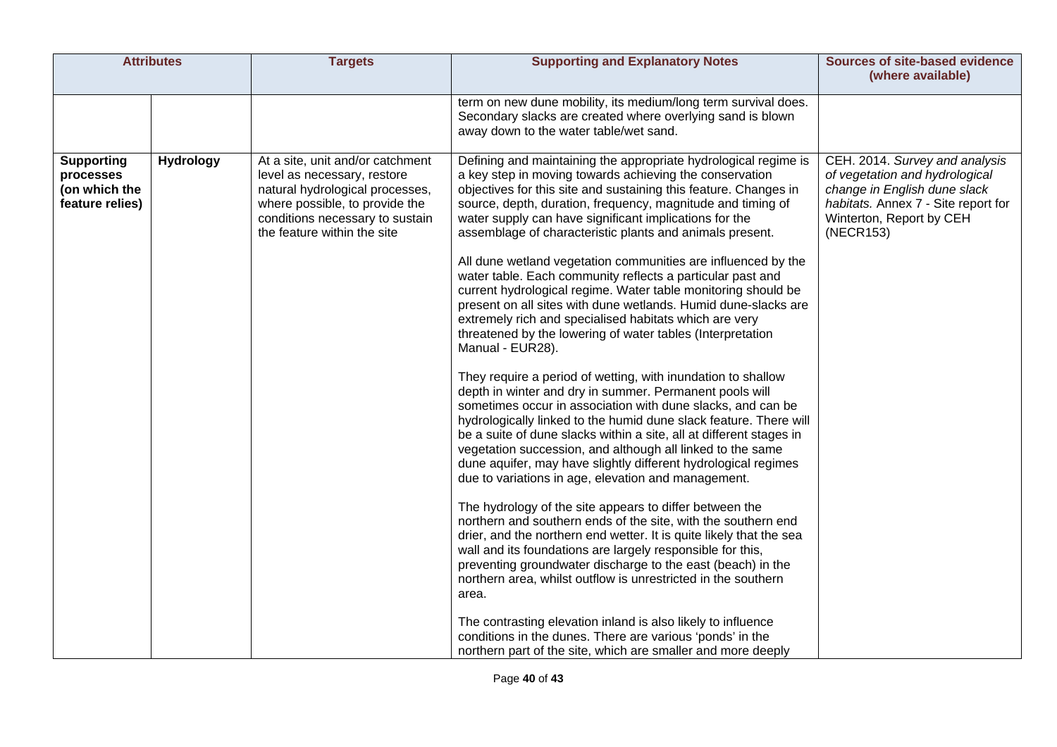| Attributes | | Targets | Supporting and Explanatory Notes | Sources of site-based evidence (where available) |
|---|---|---|---|---|
| | | | term on new dune mobility, its medium/long term survival does. Secondary slacks are created where overlying sand is blown away down to the water table/wet sand. | |
| **Supporting processes (on which the feature relies)** | **Hydrology** | At a site, unit and/or catchment level as necessary, restore natural hydrological processes, where possible, to provide the conditions necessary to sustain the feature within the site | Defining and maintaining the appropriate hydrological regime is a key step in moving towards achieving the conservation objectives for this site and sustaining this feature. Changes in source, depth, duration, frequency, magnitude and timing of water supply can have significant implications for the assemblage of characteristic plants and animals present.<br><br>All dune wetland vegetation communities are influenced by the water table. Each community reflects a particular past and current hydrological regime. Water table monitoring should be present on all sites with dune wetlands. Humid dune-slacks are extremely rich and specialised habitats which are very threatened by the lowering of water tables (Interpretation Manual - EUR28).<br><br>They require a period of wetting, with inundation to shallow depth in winter and dry in summer. Permanent pools will sometimes occur in association with dune slacks, and can be hydrologically linked to the humid dune slack feature. There will be a suite of dune slacks within a site, all at different stages in vegetation succession, and although all linked to the same dune aquifer, may have slightly different hydrological regimes due to variations in age, elevation and management.<br><br>The hydrology of the site appears to differ between the northern and southern ends of the site, with the southern end drier, and the northern end wetter. It is quite likely that the sea wall and its foundations are largely responsible for this, preventing groundwater discharge to the east (beach) in the northern area, whilst outflow is unrestricted in the southern area.<br><br>The contrasting elevation inland is also likely to influence conditions in the dunes. There are various 'ponds' in the northern part of the site, which are smaller and more deeply | CEH. 2014. *Survey and analysis of vegetation and hydrological change in English dune slack habitats.* Annex 7 - Site report for Winterton, Report by CEH (NECR153) |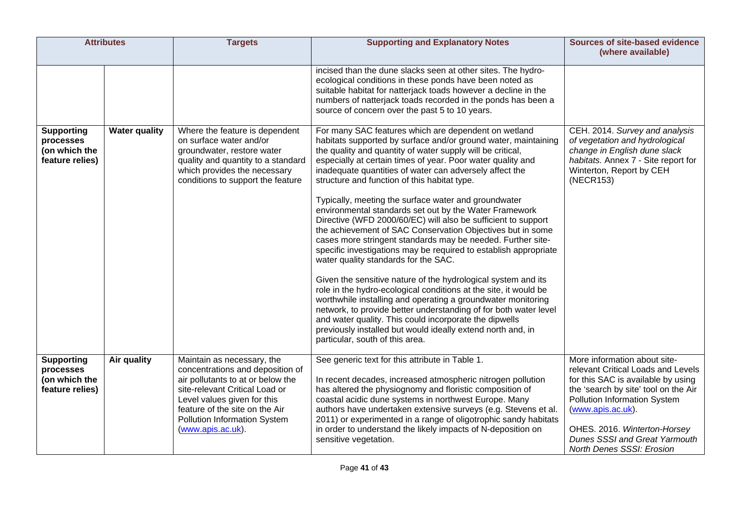| Attributes | | Targets | Supporting and Explanatory Notes | Sources of site-based evidence (where available) |
|---|---|---|---|---|
| | | | incised than the dune slacks seen at other sites. The hydro-ecological conditions in these ponds have been noted as suitable habitat for natterjack toads however a decline in the numbers of natterjack toads recorded in the ponds has been a source of concern over the past 5 to 10 years. | |
| **Supporting processes (on which the feature relies)** | **Water quality** | Where the feature is dependent on surface water and/or groundwater, restore water quality and quantity to a standard which provides the necessary conditions to support the feature | For many SAC features which are dependent on wetland habitats supported by surface and/or ground water, maintaining the quality and quantity of water supply will be critical, especially at certain times of year. Poor water quality and inadequate quantities of water can adversely affect the structure and function of this habitat type.<br><br>Typically, meeting the surface water and groundwater environmental standards set out by the Water Framework Directive (WFD 2000/60/EC) will also be sufficient to support the achievement of SAC Conservation Objectives but in some cases more stringent standards may be needed. Further site-specific investigations may be required to establish appropriate water quality standards for the SAC.<br><br>Given the sensitive nature of the hydrological system and its role in the hydro-ecological conditions at the site, it would be worthwhile installing and operating a groundwater monitoring network, to provide better understanding of for both water level and water quality. This could incorporate the dipwells previously installed but would ideally extend north and, in particular, south of this area. | CEH. 2014. *Survey and analysis of vegetation and hydrological change in English dune slack habitats.* Annex 7 - Site report for Winterton, Report by CEH (NECR153) |
| **Supporting processes (on which the feature relies)** | **Air quality** | Maintain as necessary, the concentrations and deposition of air pollutants to at or below the site-relevant Critical Load or Level values given for this feature of the site on the Air Pollution Information System (www.apis.ac.uk). | See generic text for this attribute in Table 1.<br><br>In recent decades, increased atmospheric nitrogen pollution has altered the physiognomy and floristic composition of coastal acidic dune systems in northwest Europe. Many authors have undertaken extensive surveys (e.g. Stevens et al. 2011) or experimented in a range of oligotrophic sandy habitats in order to understand the likely impacts of N-deposition on sensitive vegetation. | More information about site-relevant Critical Loads and Levels for this SAC is available by using the 'search by site' tool on the Air Pollution Information System (www.apis.ac.uk).<br><br>OHES. 2016. *Winterton-Horsey Dunes SSSI and Great Yarmouth North Denes SSSI: Erosion* |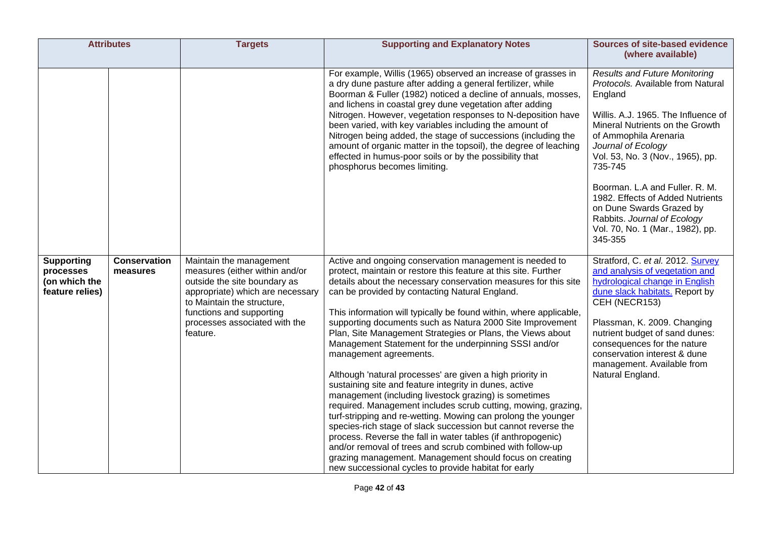| Attributes | | Targets | Supporting and Explanatory Notes | Sources of site-based evidence (where available) |
|---|---|---|---|---|
| | | | For example, Willis (1965) observed an increase of grasses in a dry dune pasture after adding a general fertilizer, while Boorman & Fuller (1982) noticed a decline of annuals, mosses, and lichens in coastal grey dune vegetation after adding Nitrogen. However, vegetation responses to N-deposition have been varied, with key variables including the amount of Nitrogen being added, the stage of successions (including the amount of organic matter in the topsoil), the degree of leaching effected in humus-poor soils or by the possibility that phosphorus becomes limiting. | *Results and Future Monitoring Protocols.* Available from Natural England<br><br>Willis. A.J. 1965. The Influence of Mineral Nutrients on the Growth of Ammophila Arenaria *Journal of Ecology* Vol. 53, No. 3 (Nov., 1965), pp. 735-745<br><br>Boorman. L.A and Fuller. R. M. 1982. Effects of Added Nutrients on Dune Swards Grazed by Rabbits. *Journal of Ecology* Vol. 70, No. 1 (Mar., 1982), pp. 345-355 |
| **Supporting processes (on which the feature relies)** | **Conservation measures** | Maintain the management measures (either within and/or outside the site boundary as appropriate) which are necessary to Maintain the structure, functions and supporting processes associated with the feature. | Active and ongoing conservation management is needed to protect, maintain or restore this feature at this site. Further details about the necessary conservation measures for this site can be provided by contacting Natural England.<br><br>This information will typically be found within, where applicable, supporting documents such as Natura 2000 Site Improvement Plan, Site Management Strategies or Plans, the Views about Management Statement for the underpinning SSSI and/or management agreements.<br><br>Although 'natural processes' are given a high priority in sustaining site and feature integrity in dunes, active management (including livestock grazing) is sometimes required. Management includes scrub cutting, mowing, grazing, turf-stripping and re-wetting. Mowing can prolong the younger species-rich stage of slack succession but cannot reverse the process. Reverse the fall in water tables (if anthropogenic) and/or removal of trees and scrub combined with follow-up grazing management. Management should focus on creating new successional cycles to provide habitat for early | Stratford, C. *et al.* 2012. Survey and analysis of vegetation and hydrological change in English dune slack habitats. Report by CEH (NECR153)<br><br>Plassman, K. 2009. Changing nutrient budget of sand dunes: consequences for the nature conservation interest & dune management. Available from Natural England. |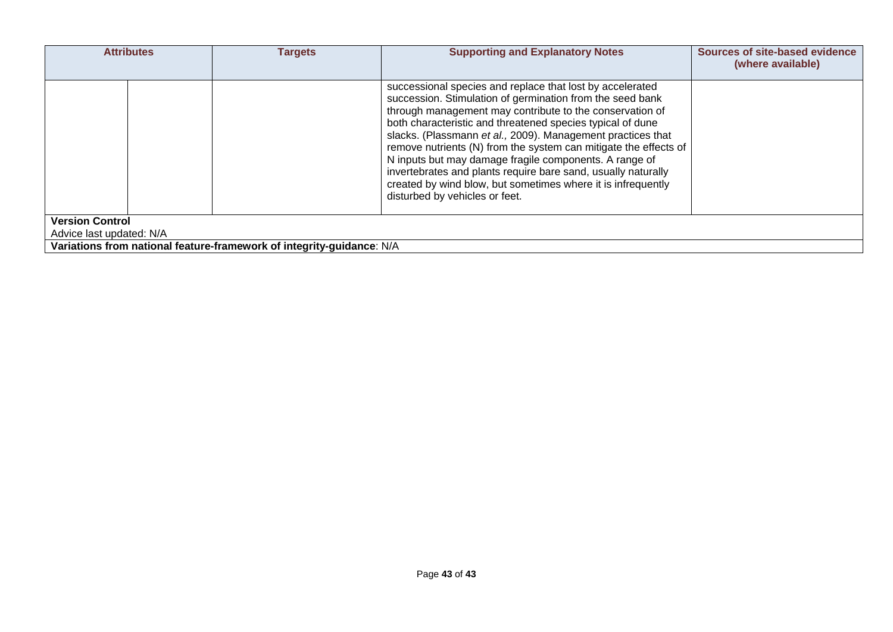| Attributes | | Targets | Supporting and Explanatory Notes | Sources of site-based evidence (where available) |
|---|---|---|---|---|
| | | | successional species and replace that lost by accelerated succession. Stimulation of germination from the seed bank through management may contribute to the conservation of both characteristic and threatened species typical of dune slacks. (Plassmann *et al.,* 2009). Management practices that remove nutrients (N) from the system can mitigate the effects of N inputs but may damage fragile components. A range of invertebrates and plants require bare sand, usually naturally created by wind blow, but sometimes where it is infrequently disturbed by vehicles or feet. | |

**Version Control**

Advice last updated: N/A

**Variations from national feature-framework of integrity-guidance**: N/A